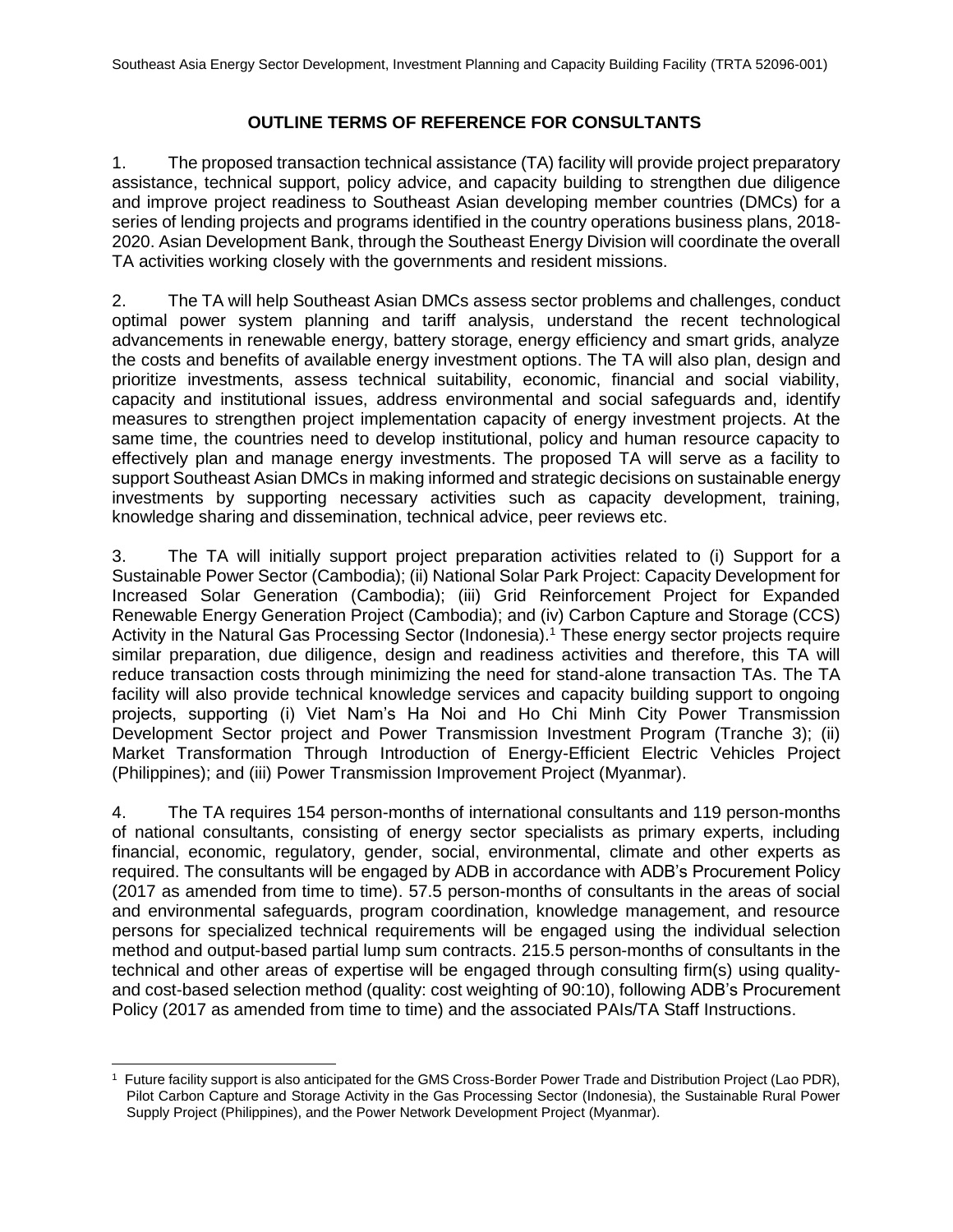# OUTLINE TERMS OF REFERENCE FOR CONSULTANTS

1. The proposed transaction technical assistance (TA) facility will provide project preparatory assistance, technical support, policy advice, and capacity building to strengthen due diligence and improve project readiness to Southeast Asian developing member countries (DMCs) for a series of lending projects and programs identified in the country operations business plans, 2018-2020. Asian Development Bank, through the Southeast Energy Division will coordinate the overall TA activities working closely with the governments and resident missions.

2. The TA will help Southeast Asian DMCs assess sector problems and challenges, conduct optimal power system planning and tariff analysis, understand the recent technological advancements in renewable energy, battery storage, energy efficiency and smart grids, analyze the costs and benefits of available energy investment options. The TA will also plan, design and prioritize investments, assess technical suitability, economic, financial and social viability, capacity and institutional issues, address environmental and social safeguards and, identify measures to strengthen project implementation capacity of energy investment projects. At the same time, the countries need to develop institutional, policy and human resource capacity to effectively plan and manage energy investments. The proposed TA will serve as a facility to support Southeast Asian DMCs in making informed and strategic decisions on sustainable energy investments by supporting necessary activities such as capacity development, training, knowledge sharing and dissemination, technical advice, peer reviews etc.

3. The TA will initially support project preparation activities related to (i) Support for a Sustainable Power Sector (Cambodia); (ii) National Solar Park Project: Capacity Development for Increased Solar Generation (Cambodia); (iii) Grid Reinforcement Project for Expanded Renewable Energy Generation Project (Cambodia); and (iv) Carbon Capture and Storage (CCS) Activity in the Natural Gas Processing Sector (Indonesia).[1] These energy sector projects require similar preparation, due diligence, design and readiness activities and therefore, this TA will reduce transaction costs through minimizing the need for stand-alone transaction TAs. The TA facility will also provide technical knowledge services and capacity building support to ongoing projects, supporting (i) Viet Nam's Ha Noi and Ho Chi Minh City Power Transmission Development Sector project and Power Transmission Investment Program (Tranche 3); (ii) Market Transformation Through Introduction of Energy-Efficient Electric Vehicles Project (Philippines); and (iii) Power Transmission Improvement Project (Myanmar).

4. The TA requires 154 person-months of international consultants and 119 person-months of national consultants, consisting of energy sector specialists as primary experts, including financial, economic, regulatory, gender, social, environmental, climate and other experts as required. The consultants will be engaged by ADB in accordance with ADB's Procurement Policy (2017 as amended from time to time). 57.5 person-months of consultants in the areas of social and environmental safeguards, program coordination, knowledge management, and resource persons for specialized technical requirements will be engaged using the individual selection method and output-based partial lump sum contracts. 215.5 person-months of consultants in the technical and other areas of expertise will be engaged through consulting firm(s) using quality- and cost-based selection method (quality: cost weighting of 90:10), following ADB's Procurement Policy (2017 as amended from time to time) and the associated PAIs/TA Staff Instructions.

[1] Future facility support is also anticipated for the GMS Cross-Border Power Trade and Distribution Project (Lao PDR), Pilot Carbon Capture and Storage Activity in the Gas Processing Sector (Indonesia), the Sustainable Rural Power Supply Project (Philippines), and the Power Network Development Project (Myanmar).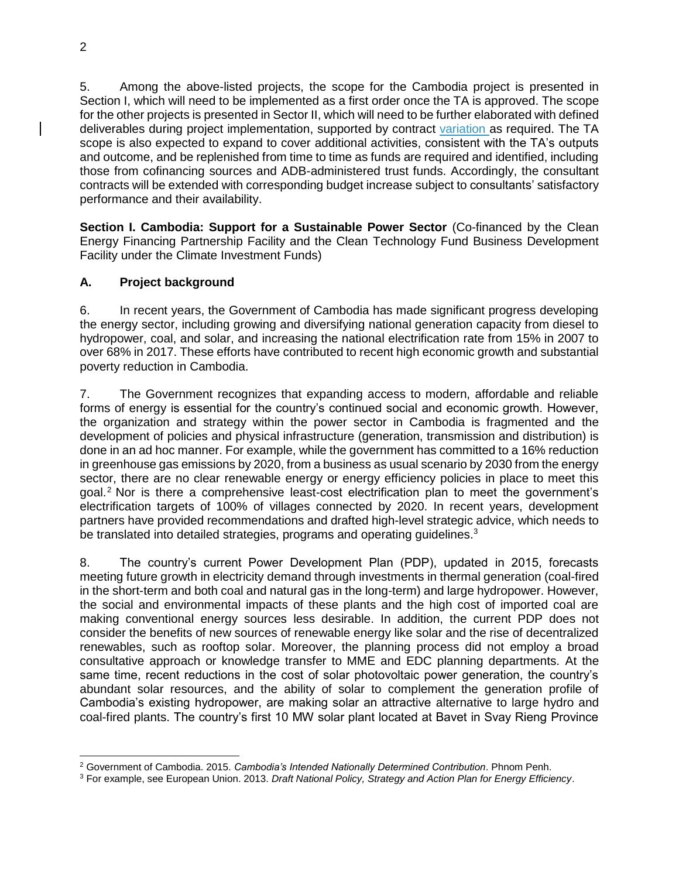5. Among the above-listed projects, the scope for the Cambodia project is presented in Section I, which will need to be implemented as a first order once the TA is approved. The scope for the other projects is presented in Sector II, which will need to be further elaborated with defined deliverables during project implementation, supported by contract variation as required. The TA scope is also expected to expand to cover additional activities, consistent with the TA's outputs and outcome, and be replenished from time to time as funds are required and identified, including those from cofinancing sources and ADB-administered trust funds. Accordingly, the consultant contracts will be extended with corresponding budget increase subject to consultants' satisfactory performance and their availability.

**Section I. Cambodia: Support for a Sustainable Power Sector** (Co-financed by the Clean Energy Financing Partnership Facility and the Clean Technology Fund Business Development Facility under the Climate Investment Funds)

### A. Project background

6. In recent years, the Government of Cambodia has made significant progress developing the energy sector, including growing and diversifying national generation capacity from diesel to hydropower, coal, and solar, and increasing the national electrification rate from 15% in 2007 to over 68% in 2017. These efforts have contributed to recent high economic growth and substantial poverty reduction in Cambodia.

7. The Government recognizes that expanding access to modern, affordable and reliable forms of energy is essential for the country's continued social and economic growth. However, the organization and strategy within the power sector in Cambodia is fragmented and the development of policies and physical infrastructure (generation, transmission and distribution) is done in an ad hoc manner. For example, while the government has committed to a 16% reduction in greenhouse gas emissions by 2020, from a business as usual scenario by 2030 from the energy sector, there are no clear renewable energy or energy efficiency policies in place to meet this goal.[2] Nor is there a comprehensive least-cost electrification plan to meet the government's electrification targets of 100% of villages connected by 2020. In recent years, development partners have provided recommendations and drafted high-level strategic advice, which needs to be translated into detailed strategies, programs and operating guidelines.[3]

8. The country's current Power Development Plan (PDP), updated in 2015, forecasts meeting future growth in electricity demand through investments in thermal generation (coal-fired in the short-term and both coal and natural gas in the long-term) and large hydropower. However, the social and environmental impacts of these plants and the high cost of imported coal are making conventional energy sources less desirable. In addition, the current PDP does not consider the benefits of new sources of renewable energy like solar and the rise of decentralized renewables, such as rooftop solar. Moreover, the planning process did not employ a broad consultative approach or knowledge transfer to MME and EDC planning departments. At the same time, recent reductions in the cost of solar photovoltaic power generation, the country's abundant solar resources, and the ability of solar to complement the generation profile of Cambodia's existing hydropower, are making solar an attractive alternative to large hydro and coal-fired plants. The country's first 10 MW solar plant located at Bavet in Svay Rieng Province

[2] Government of Cambodia. 2015. *Cambodia's Intended Nationally Determined Contribution*. Phnom Penh.

[3] For example, see European Union. 2013. *Draft National Policy, Strategy and Action Plan for Energy Efficiency*.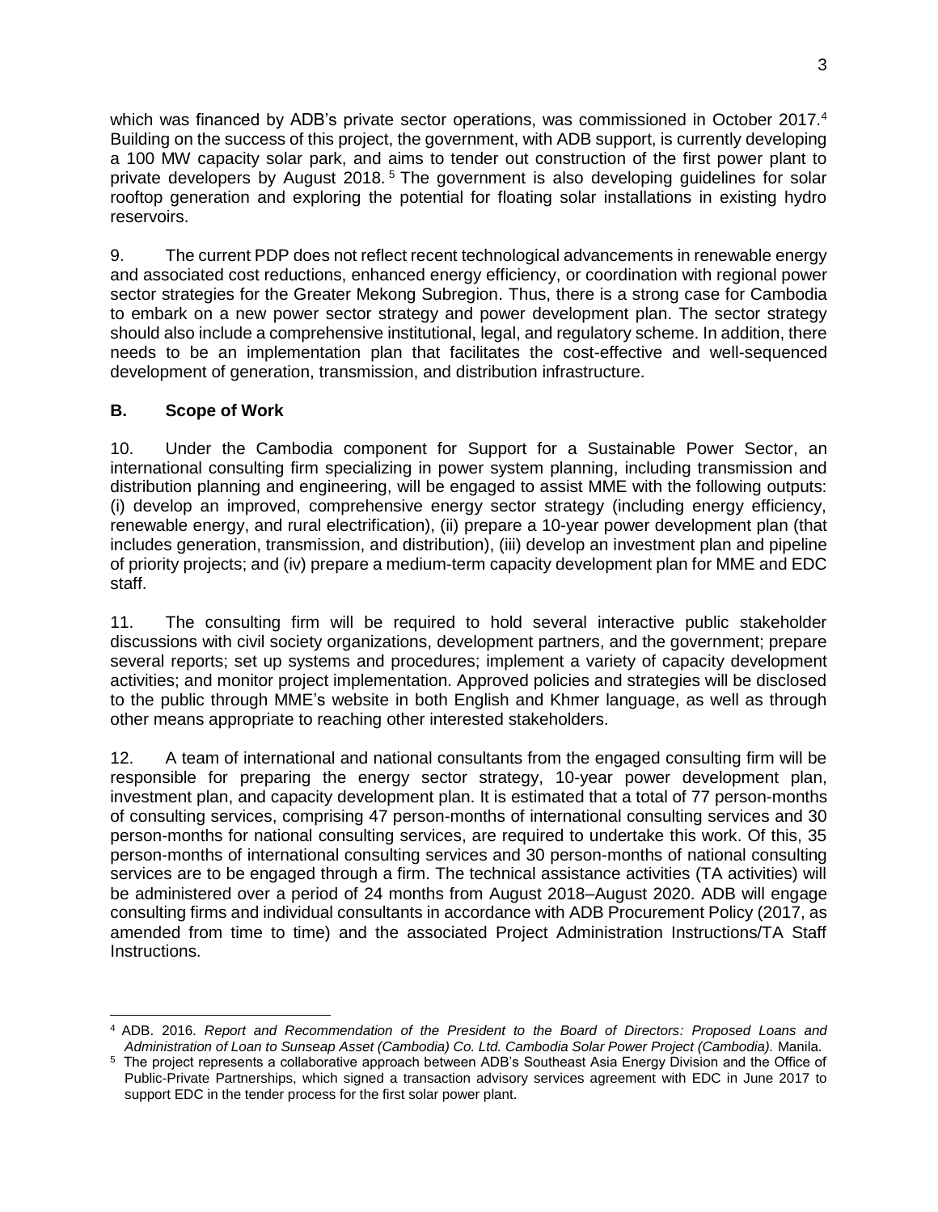which was financed by ADB's private sector operations, was commissioned in October 2017.[4] Building on the success of this project, the government, with ADB support, is currently developing a 100 MW capacity solar park, and aims to tender out construction of the first power plant to private developers by August 2018.[5] The government is also developing guidelines for solar rooftop generation and exploring the potential for floating solar installations in existing hydro reservoirs.

9. The current PDP does not reflect recent technological advancements in renewable energy and associated cost reductions, enhanced energy efficiency, or coordination with regional power sector strategies for the Greater Mekong Subregion. Thus, there is a strong case for Cambodia to embark on a new power sector strategy and power development plan. The sector strategy should also include a comprehensive institutional, legal, and regulatory scheme. In addition, there needs to be an implementation plan that facilitates the cost-effective and well-sequenced development of generation, transmission, and distribution infrastructure.

## B. Scope of Work

10. Under the Cambodia component for Support for a Sustainable Power Sector, an international consulting firm specializing in power system planning, including transmission and distribution planning and engineering, will be engaged to assist MME with the following outputs: (i) develop an improved, comprehensive energy sector strategy (including energy efficiency, renewable energy, and rural electrification), (ii) prepare a 10-year power development plan (that includes generation, transmission, and distribution), (iii) develop an investment plan and pipeline of priority projects; and (iv) prepare a medium-term capacity development plan for MME and EDC staff.

11. The consulting firm will be required to hold several interactive public stakeholder discussions with civil society organizations, development partners, and the government; prepare several reports; set up systems and procedures; implement a variety of capacity development activities; and monitor project implementation. Approved policies and strategies will be disclosed to the public through MME's website in both English and Khmer language, as well as through other means appropriate to reaching other interested stakeholders.

12. A team of international and national consultants from the engaged consulting firm will be responsible for preparing the energy sector strategy, 10-year power development plan, investment plan, and capacity development plan. It is estimated that a total of 77 person-months of consulting services, comprising 47 person-months of international consulting services and 30 person-months for national consulting services, are required to undertake this work. Of this, 35 person-months of international consulting services and 30 person-months of national consulting services are to be engaged through a firm. The technical assistance activities (TA activities) will be administered over a period of 24 months from August 2018–August 2020. ADB will engage consulting firms and individual consultants in accordance with ADB Procurement Policy (2017, as amended from time to time) and the associated Project Administration Instructions/TA Staff Instructions.

---

[4] ADB. 2016. *Report and Recommendation of the President to the Board of Directors: Proposed Loans and Administration of Loan to Sunseap Asset (Cambodia) Co. Ltd. Cambodia Solar Power Project (Cambodia).* Manila.

[5] The project represents a collaborative approach between ADB's Southeast Asia Energy Division and the Office of Public-Private Partnerships, which signed a transaction advisory services agreement with EDC in June 2017 to support EDC in the tender process for the first solar power plant.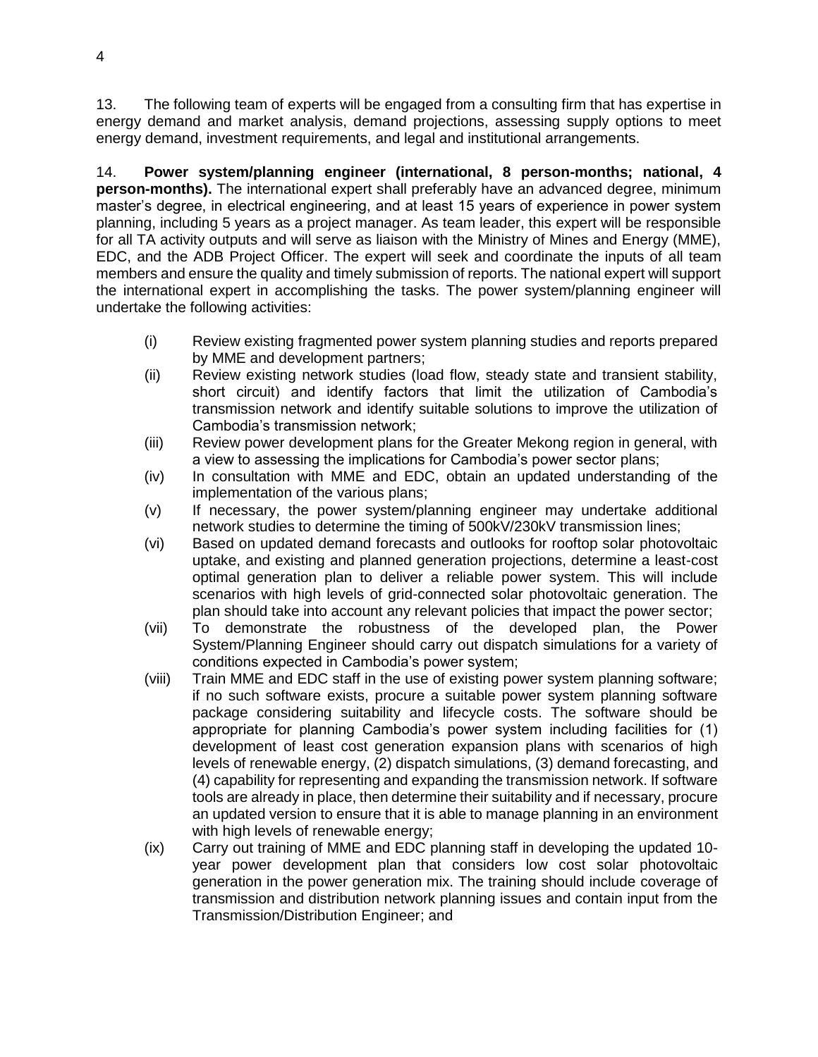13. The following team of experts will be engaged from a consulting firm that has expertise in energy demand and market analysis, demand projections, assessing supply options to meet energy demand, investment requirements, and legal and institutional arrangements.

14. **Power system/planning engineer (international, 8 person-months; national, 4 person-months).** The international expert shall preferably have an advanced degree, minimum master's degree, in electrical engineering, and at least 15 years of experience in power system planning, including 5 years as a project manager. As team leader, this expert will be responsible for all TA activity outputs and will serve as liaison with the Ministry of Mines and Energy (MME), EDC, and the ADB Project Officer. The expert will seek and coordinate the inputs of all team members and ensure the quality and timely submission of reports. The national expert will support the international expert in accomplishing the tasks. The power system/planning engineer will undertake the following activities:

- (i) Review existing fragmented power system planning studies and reports prepared by MME and development partners;
- (ii) Review existing network studies (load flow, steady state and transient stability, short circuit) and identify factors that limit the utilization of Cambodia's transmission network and identify suitable solutions to improve the utilization of Cambodia's transmission network;
- (iii) Review power development plans for the Greater Mekong region in general, with a view to assessing the implications for Cambodia's power sector plans;
- (iv) In consultation with MME and EDC, obtain an updated understanding of the implementation of the various plans;
- (v) If necessary, the power system/planning engineer may undertake additional network studies to determine the timing of 500kV/230kV transmission lines;
- (vi) Based on updated demand forecasts and outlooks for rooftop solar photovoltaic uptake, and existing and planned generation projections, determine a least-cost optimal generation plan to deliver a reliable power system. This will include scenarios with high levels of grid-connected solar photovoltaic generation. The plan should take into account any relevant policies that impact the power sector;
- (vii) To demonstrate the robustness of the developed plan, the Power System/Planning Engineer should carry out dispatch simulations for a variety of conditions expected in Cambodia's power system;
- (viii) Train MME and EDC staff in the use of existing power system planning software; if no such software exists, procure a suitable power system planning software package considering suitability and lifecycle costs. The software should be appropriate for planning Cambodia's power system including facilities for (1) development of least cost generation expansion plans with scenarios of high levels of renewable energy, (2) dispatch simulations, (3) demand forecasting, and (4) capability for representing and expanding the transmission network. If software tools are already in place, then determine their suitability and if necessary, procure an updated version to ensure that it is able to manage planning in an environment with high levels of renewable energy;
- (ix) Carry out training of MME and EDC planning staff in developing the updated 10-year power development plan that considers low cost solar photovoltaic generation in the power generation mix. The training should include coverage of transmission and distribution network planning issues and contain input from the Transmission/Distribution Engineer; and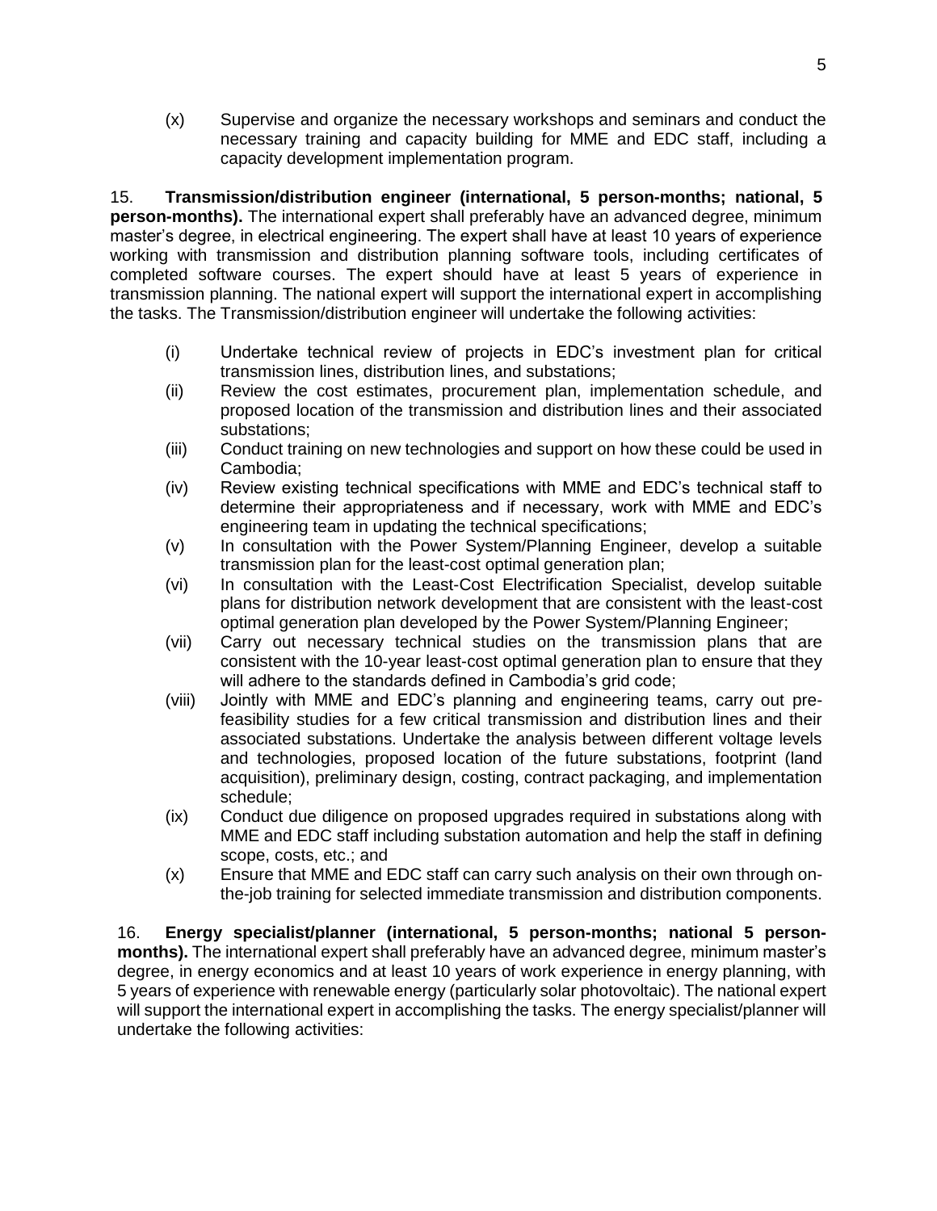(x) Supervise and organize the necessary workshops and seminars and conduct the necessary training and capacity building for MME and EDC staff, including a capacity development implementation program.

15. **Transmission/distribution engineer (international, 5 person-months; national, 5 person-months).** The international expert shall preferably have an advanced degree, minimum master's degree, in electrical engineering. The expert shall have at least 10 years of experience working with transmission and distribution planning software tools, including certificates of completed software courses. The expert should have at least 5 years of experience in transmission planning. The national expert will support the international expert in accomplishing the tasks. The Transmission/distribution engineer will undertake the following activities:

(i) Undertake technical review of projects in EDC's investment plan for critical transmission lines, distribution lines, and substations;

(ii) Review the cost estimates, procurement plan, implementation schedule, and proposed location of the transmission and distribution lines and their associated substations;

(iii) Conduct training on new technologies and support on how these could be used in Cambodia;

(iv) Review existing technical specifications with MME and EDC's technical staff to determine their appropriateness and if necessary, work with MME and EDC's engineering team in updating the technical specifications;

(v) In consultation with the Power System/Planning Engineer, develop a suitable transmission plan for the least-cost optimal generation plan;

(vi) In consultation with the Least-Cost Electrification Specialist, develop suitable plans for distribution network development that are consistent with the least-cost optimal generation plan developed by the Power System/Planning Engineer;

(vii) Carry out necessary technical studies on the transmission plans that are consistent with the 10-year least-cost optimal generation plan to ensure that they will adhere to the standards defined in Cambodia's grid code;

(viii) Jointly with MME and EDC's planning and engineering teams, carry out pre-feasibility studies for a few critical transmission and distribution lines and their associated substations. Undertake the analysis between different voltage levels and technologies, proposed location of the future substations, footprint (land acquisition), preliminary design, costing, contract packaging, and implementation schedule;

(ix) Conduct due diligence on proposed upgrades required in substations along with MME and EDC staff including substation automation and help the staff in defining scope, costs, etc.; and

(x) Ensure that MME and EDC staff can carry such analysis on their own through on-the-job training for selected immediate transmission and distribution components.

16. **Energy specialist/planner (international, 5 person-months; national 5 person-months).** The international expert shall preferably have an advanced degree, minimum master's degree, in energy economics and at least 10 years of work experience in energy planning, with 5 years of experience with renewable energy (particularly solar photovoltaic). The national expert will support the international expert in accomplishing the tasks. The energy specialist/planner will undertake the following activities: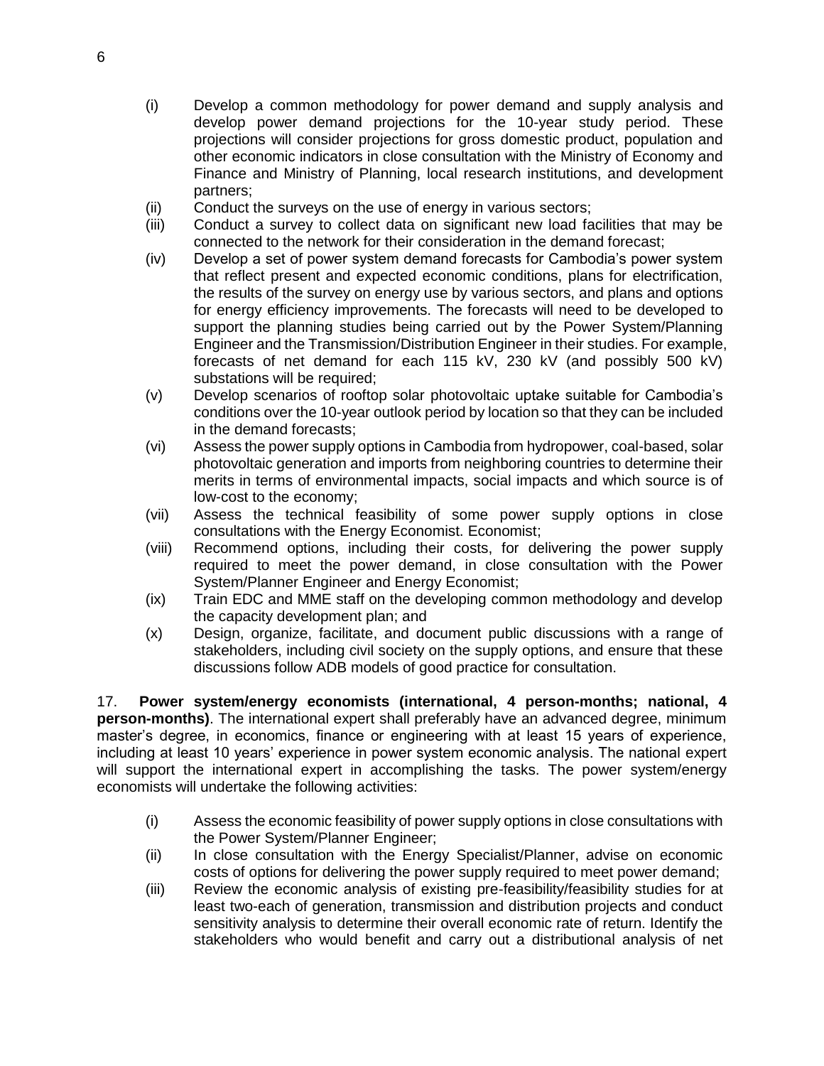(i) Develop a common methodology for power demand and supply analysis and develop power demand projections for the 10-year study period. These projections will consider projections for gross domestic product, population and other economic indicators in close consultation with the Ministry of Economy and Finance and Ministry of Planning, local research institutions, and development partners;

(ii) Conduct the surveys on the use of energy in various sectors;

(iii) Conduct a survey to collect data on significant new load facilities that may be connected to the network for their consideration in the demand forecast;

(iv) Develop a set of power system demand forecasts for Cambodia's power system that reflect present and expected economic conditions, plans for electrification, the results of the survey on energy use by various sectors, and plans and options for energy efficiency improvements. The forecasts will need to be developed to support the planning studies being carried out by the Power System/Planning Engineer and the Transmission/Distribution Engineer in their studies. For example, forecasts of net demand for each 115 kV, 230 kV (and possibly 500 kV) substations will be required;

(v) Develop scenarios of rooftop solar photovoltaic uptake suitable for Cambodia's conditions over the 10-year outlook period by location so that they can be included in the demand forecasts;

(vi) Assess the power supply options in Cambodia from hydropower, coal-based, solar photovoltaic generation and imports from neighboring countries to determine their merits in terms of environmental impacts, social impacts and which source is of low-cost to the economy;

(vii) Assess the technical feasibility of some power supply options in close consultations with the Energy Economist. Economist;

(viii) Recommend options, including their costs, for delivering the power supply required to meet the power demand, in close consultation with the Power System/Planner Engineer and Energy Economist;

(ix) Train EDC and MME staff on the developing common methodology and develop the capacity development plan; and

(x) Design, organize, facilitate, and document public discussions with a range of stakeholders, including civil society on the supply options, and ensure that these discussions follow ADB models of good practice for consultation.

17. **Power system/energy economists (international, 4 person-months; national, 4 person-months)**. The international expert shall preferably have an advanced degree, minimum master's degree, in economics, finance or engineering with at least 15 years of experience, including at least 10 years' experience in power system economic analysis. The national expert will support the international expert in accomplishing the tasks. The power system/energy economists will undertake the following activities:

(i) Assess the economic feasibility of power supply options in close consultations with the Power System/Planner Engineer;

(ii) In close consultation with the Energy Specialist/Planner, advise on economic costs of options for delivering the power supply required to meet power demand;

(iii) Review the economic analysis of existing pre-feasibility/feasibility studies for at least two-each of generation, transmission and distribution projects and conduct sensitivity analysis to determine their overall economic rate of return. Identify the stakeholders who would benefit and carry out a distributional analysis of net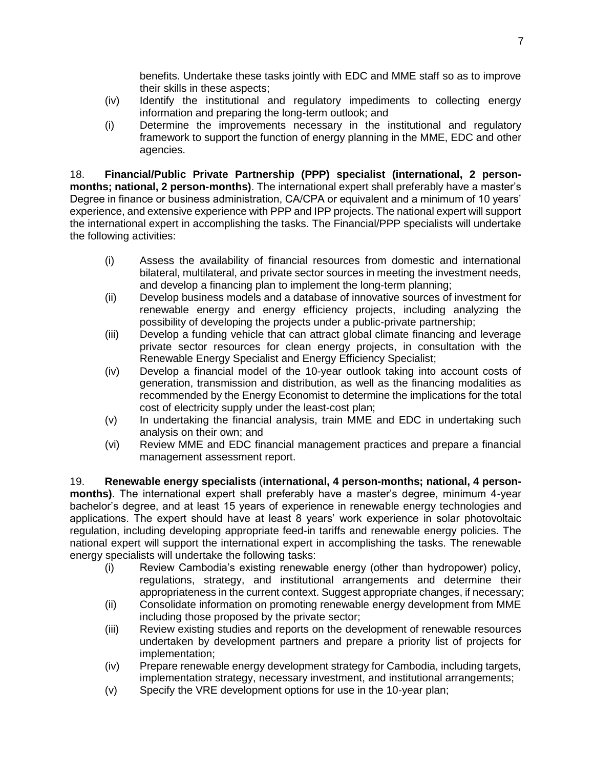benefits. Undertake these tasks jointly with EDC and MME staff so as to improve their skills in these aspects;

(iv) Identify the institutional and regulatory impediments to collecting energy information and preparing the long-term outlook; and

(i) Determine the improvements necessary in the institutional and regulatory framework to support the function of energy planning in the MME, EDC and other agencies.

18. **Financial/Public Private Partnership (PPP) specialist (international, 2 person-months; national, 2 person-months)**. The international expert shall preferably have a master's Degree in finance or business administration, CA/CPA or equivalent and a minimum of 10 years' experience, and extensive experience with PPP and IPP projects. The national expert will support the international expert in accomplishing the tasks. The Financial/PPP specialists will undertake the following activities:

(i) Assess the availability of financial resources from domestic and international bilateral, multilateral, and private sector sources in meeting the investment needs, and develop a financing plan to implement the long-term planning;

(ii) Develop business models and a database of innovative sources of investment for renewable energy and energy efficiency projects, including analyzing the possibility of developing the projects under a public-private partnership;

(iii) Develop a funding vehicle that can attract global climate financing and leverage private sector resources for clean energy projects, in consultation with the Renewable Energy Specialist and Energy Efficiency Specialist;

(iv) Develop a financial model of the 10-year outlook taking into account costs of generation, transmission and distribution, as well as the financing modalities as recommended by the Energy Economist to determine the implications for the total cost of electricity supply under the least-cost plan;

(v) In undertaking the financial analysis, train MME and EDC in undertaking such analysis on their own; and

(vi) Review MME and EDC financial management practices and prepare a financial management assessment report.

19. **Renewable energy specialists** (**international, 4 person-months; national, 4 person-months)**. The international expert shall preferably have a master's degree, minimum 4-year bachelor's degree, and at least 15 years of experience in renewable energy technologies and applications. The expert should have at least 8 years' work experience in solar photovoltaic regulation, including developing appropriate feed-in tariffs and renewable energy policies. The national expert will support the international expert in accomplishing the tasks. The renewable energy specialists will undertake the following tasks:

(i) Review Cambodia's existing renewable energy (other than hydropower) policy, regulations, strategy, and institutional arrangements and determine their appropriateness in the current context. Suggest appropriate changes, if necessary;

(ii) Consolidate information on promoting renewable energy development from MME including those proposed by the private sector;

(iii) Review existing studies and reports on the development of renewable resources undertaken by development partners and prepare a priority list of projects for implementation;

(iv) Prepare renewable energy development strategy for Cambodia, including targets, implementation strategy, necessary investment, and institutional arrangements;

(v) Specify the VRE development options for use in the 10-year plan;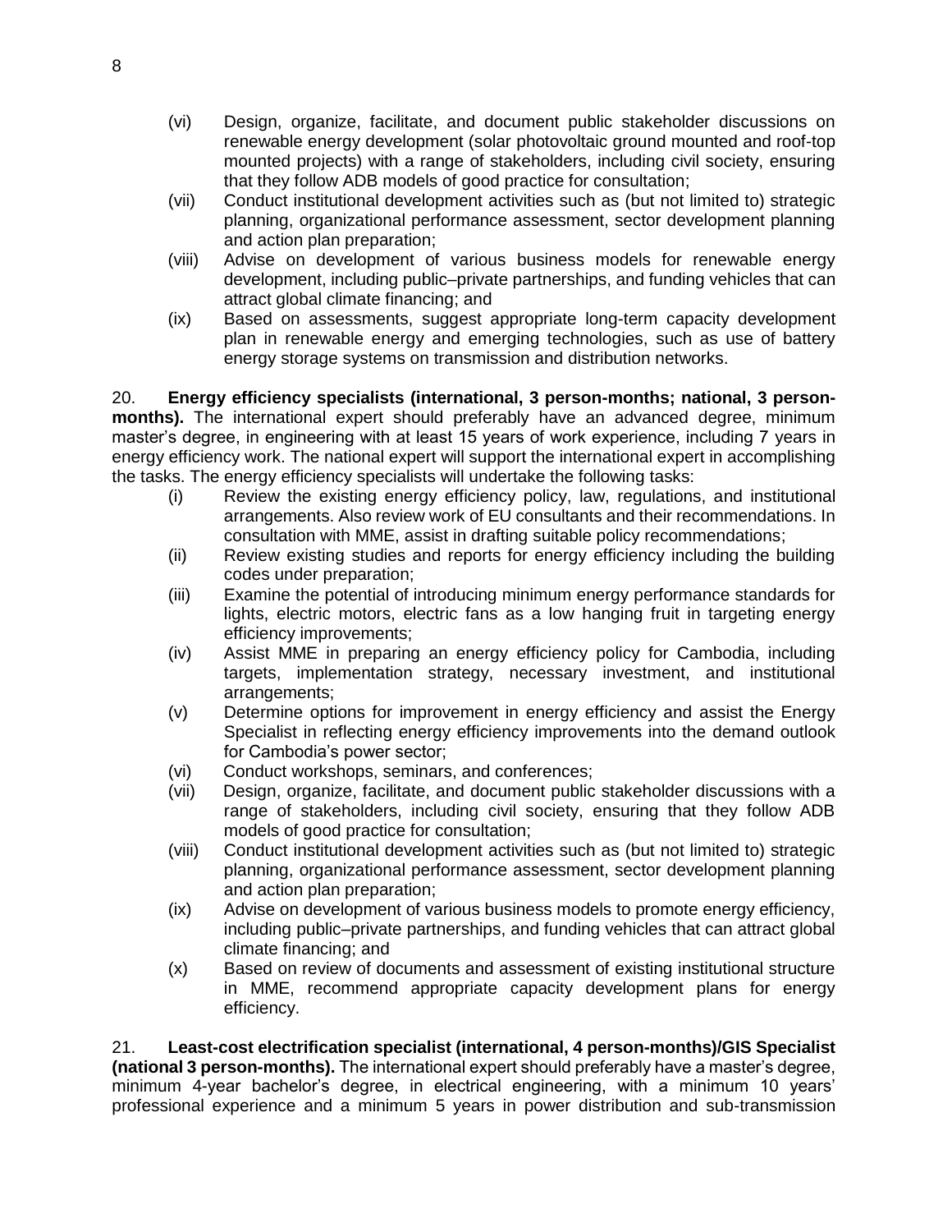(vi) Design, organize, facilitate, and document public stakeholder discussions on renewable energy development (solar photovoltaic ground mounted and roof-top mounted projects) with a range of stakeholders, including civil society, ensuring that they follow ADB models of good practice for consultation;

(vii) Conduct institutional development activities such as (but not limited to) strategic planning, organizational performance assessment, sector development planning and action plan preparation;

(viii) Advise on development of various business models for renewable energy development, including public–private partnerships, and funding vehicles that can attract global climate financing; and

(ix) Based on assessments, suggest appropriate long-term capacity development plan in renewable energy and emerging technologies, such as use of battery energy storage systems on transmission and distribution networks.

20. **Energy efficiency specialists (international, 3 person-months; national, 3 person-months).** The international expert should preferably have an advanced degree, minimum master's degree, in engineering with at least 15 years of work experience, including 7 years in energy efficiency work. The national expert will support the international expert in accomplishing the tasks. The energy efficiency specialists will undertake the following tasks:

(i) Review the existing energy efficiency policy, law, regulations, and institutional arrangements. Also review work of EU consultants and their recommendations. In consultation with MME, assist in drafting suitable policy recommendations;

(ii) Review existing studies and reports for energy efficiency including the building codes under preparation;

(iii) Examine the potential of introducing minimum energy performance standards for lights, electric motors, electric fans as a low hanging fruit in targeting energy efficiency improvements;

(iv) Assist MME in preparing an energy efficiency policy for Cambodia, including targets, implementation strategy, necessary investment, and institutional arrangements;

(v) Determine options for improvement in energy efficiency and assist the Energy Specialist in reflecting energy efficiency improvements into the demand outlook for Cambodia's power sector;

(vi) Conduct workshops, seminars, and conferences;

(vii) Design, organize, facilitate, and document public stakeholder discussions with a range of stakeholders, including civil society, ensuring that they follow ADB models of good practice for consultation;

(viii) Conduct institutional development activities such as (but not limited to) strategic planning, organizational performance assessment, sector development planning and action plan preparation;

(ix) Advise on development of various business models to promote energy efficiency, including public–private partnerships, and funding vehicles that can attract global climate financing; and

(x) Based on review of documents and assessment of existing institutional structure in MME, recommend appropriate capacity development plans for energy efficiency.

21. **Least-cost electrification specialist (international, 4 person-months)/GIS Specialist (national 3 person-months).** The international expert should preferably have a master's degree, minimum 4-year bachelor's degree, in electrical engineering, with a minimum 10 years' professional experience and a minimum 5 years in power distribution and sub-transmission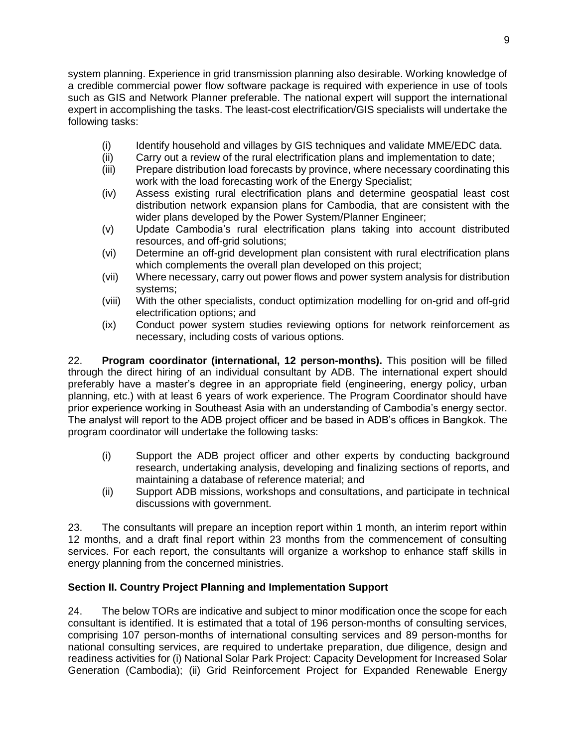system planning. Experience in grid transmission planning also desirable. Working knowledge of a credible commercial power flow software package is required with experience in use of tools such as GIS and Network Planner preferable. The national expert will support the international expert in accomplishing the tasks. The least-cost electrification/GIS specialists will undertake the following tasks:

(i) Identify household and villages by GIS techniques and validate MME/EDC data.
(ii) Carry out a review of the rural electrification plans and implementation to date;
(iii) Prepare distribution load forecasts by province, where necessary coordinating this work with the load forecasting work of the Energy Specialist;
(iv) Assess existing rural electrification plans and determine geospatial least cost distribution network expansion plans for Cambodia, that are consistent with the wider plans developed by the Power System/Planner Engineer;
(v) Update Cambodia's rural electrification plans taking into account distributed resources, and off-grid solutions;
(vi) Determine an off-grid development plan consistent with rural electrification plans which complements the overall plan developed on this project;
(vii) Where necessary, carry out power flows and power system analysis for distribution systems;
(viii) With the other specialists, conduct optimization modelling for on-grid and off-grid electrification options; and
(ix) Conduct power system studies reviewing options for network reinforcement as necessary, including costs of various options.

22. **Program coordinator (international, 12 person-months).** This position will be filled through the direct hiring of an individual consultant by ADB. The international expert should preferably have a master's degree in an appropriate field (engineering, energy policy, urban planning, etc.) with at least 6 years of work experience. The Program Coordinator should have prior experience working in Southeast Asia with an understanding of Cambodia's energy sector. The analyst will report to the ADB project officer and be based in ADB's offices in Bangkok. The program coordinator will undertake the following tasks:

(i) Support the ADB project officer and other experts by conducting background research, undertaking analysis, developing and finalizing sections of reports, and maintaining a database of reference material; and
(ii) Support ADB missions, workshops and consultations, and participate in technical discussions with government.

23. The consultants will prepare an inception report within 1 month, an interim report within 12 months, and a draft final report within 23 months from the commencement of consulting services. For each report, the consultants will organize a workshop to enhance staff skills in energy planning from the concerned ministries.

## Section II. Country Project Planning and Implementation Support

24. The below TORs are indicative and subject to minor modification once the scope for each consultant is identified. It is estimated that a total of 196 person-months of consulting services, comprising 107 person-months of international consulting services and 89 person-months for national consulting services, are required to undertake preparation, due diligence, design and readiness activities for (i) National Solar Park Project: Capacity Development for Increased Solar Generation (Cambodia); (ii) Grid Reinforcement Project for Expanded Renewable Energy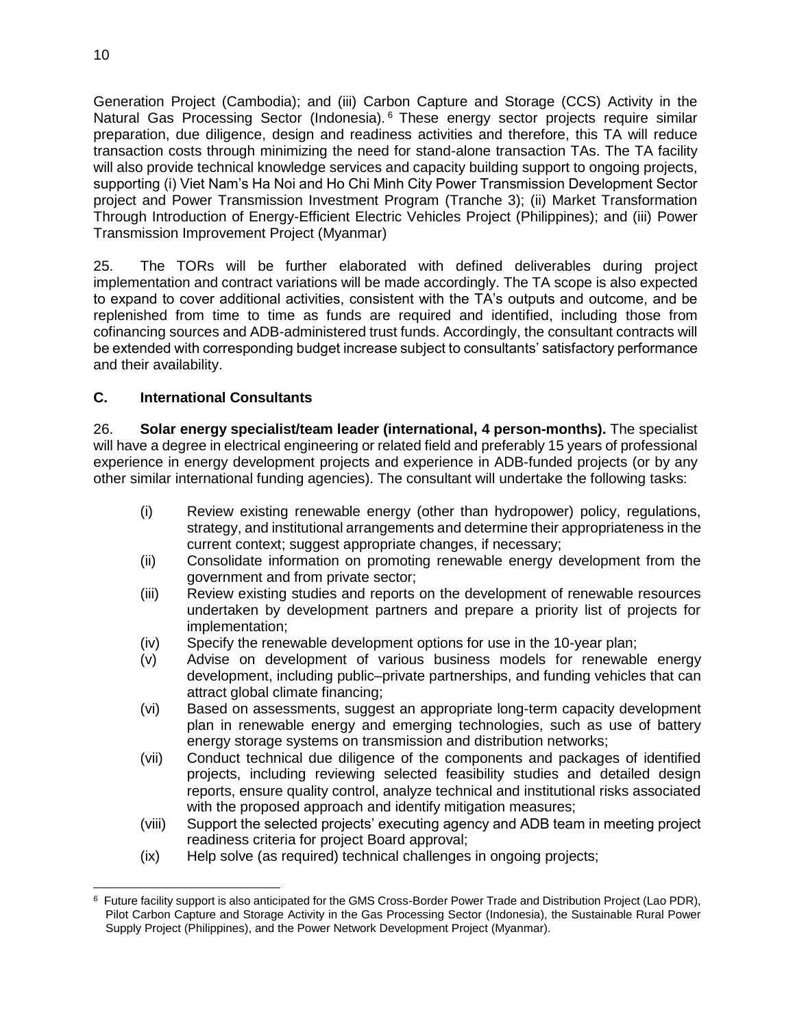Generation Project (Cambodia); and (iii) Carbon Capture and Storage (CCS) Activity in the Natural Gas Processing Sector (Indonesia).[6] These energy sector projects require similar preparation, due diligence, design and readiness activities and therefore, this TA will reduce transaction costs through minimizing the need for stand-alone transaction TAs. The TA facility will also provide technical knowledge services and capacity building support to ongoing projects, supporting (i) Viet Nam's Ha Noi and Ho Chi Minh City Power Transmission Development Sector project and Power Transmission Investment Program (Tranche 3); (ii) Market Transformation Through Introduction of Energy-Efficient Electric Vehicles Project (Philippines); and (iii) Power Transmission Improvement Project (Myanmar)

25. The TORs will be further elaborated with defined deliverables during project implementation and contract variations will be made accordingly. The TA scope is also expected to expand to cover additional activities, consistent with the TA's outputs and outcome, and be replenished from time to time as funds are required and identified, including those from cofinancing sources and ADB-administered trust funds. Accordingly, the consultant contracts will be extended with corresponding budget increase subject to consultants' satisfactory performance and their availability.

### C. International Consultants

26. **Solar energy specialist/team leader (international, 4 person-months).** The specialist will have a degree in electrical engineering or related field and preferably 15 years of professional experience in energy development projects and experience in ADB-funded projects (or by any other similar international funding agencies). The consultant will undertake the following tasks:

- (i) Review existing renewable energy (other than hydropower) policy, regulations, strategy, and institutional arrangements and determine their appropriateness in the current context; suggest appropriate changes, if necessary;
- (ii) Consolidate information on promoting renewable energy development from the government and from private sector;
- (iii) Review existing studies and reports on the development of renewable resources undertaken by development partners and prepare a priority list of projects for implementation;
- (iv) Specify the renewable development options for use in the 10-year plan;
- (v) Advise on development of various business models for renewable energy development, including public–private partnerships, and funding vehicles that can attract global climate financing;
- (vi) Based on assessments, suggest an appropriate long-term capacity development plan in renewable energy and emerging technologies, such as use of battery energy storage systems on transmission and distribution networks;
- (vii) Conduct technical due diligence of the components and packages of identified projects, including reviewing selected feasibility studies and detailed design reports, ensure quality control, analyze technical and institutional risks associated with the proposed approach and identify mitigation measures;
- (viii) Support the selected projects' executing agency and ADB team in meeting project readiness criteria for project Board approval;
- (ix) Help solve (as required) technical challenges in ongoing projects;

[6] Future facility support is also anticipated for the GMS Cross-Border Power Trade and Distribution Project (Lao PDR), Pilot Carbon Capture and Storage Activity in the Gas Processing Sector (Indonesia), the Sustainable Rural Power Supply Project (Philippines), and the Power Network Development Project (Myanmar).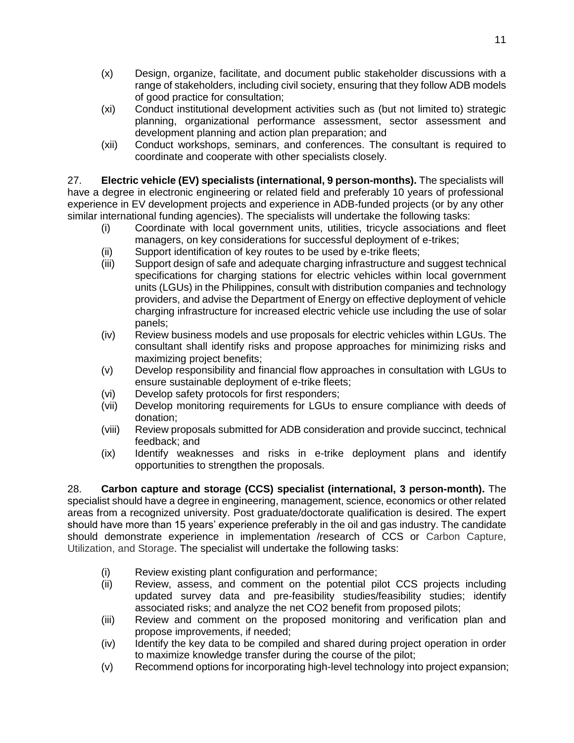(x) Design, organize, facilitate, and document public stakeholder discussions with a range of stakeholders, including civil society, ensuring that they follow ADB models of good practice for consultation;

(xi) Conduct institutional development activities such as (but not limited to) strategic planning, organizational performance assessment, sector assessment and development planning and action plan preparation; and

(xii) Conduct workshops, seminars, and conferences. The consultant is required to coordinate and cooperate with other specialists closely.

27. **Electric vehicle (EV) specialists (international, 9 person-months).** The specialists will have a degree in electronic engineering or related field and preferably 10 years of professional experience in EV development projects and experience in ADB-funded projects (or by any other similar international funding agencies). The specialists will undertake the following tasks:

(i) Coordinate with local government units, utilities, tricycle associations and fleet managers, on key considerations for successful deployment of e-trikes;

(ii) Support identification of key routes to be used by e-trike fleets;

(iii) Support design of safe and adequate charging infrastructure and suggest technical specifications for charging stations for electric vehicles within local government units (LGUs) in the Philippines, consult with distribution companies and technology providers, and advise the Department of Energy on effective deployment of vehicle charging infrastructure for increased electric vehicle use including the use of solar panels;

(iv) Review business models and use proposals for electric vehicles within LGUs. The consultant shall identify risks and propose approaches for minimizing risks and maximizing project benefits;

(v) Develop responsibility and financial flow approaches in consultation with LGUs to ensure sustainable deployment of e-trike fleets;

(vi) Develop safety protocols for first responders;

(vii) Develop monitoring requirements for LGUs to ensure compliance with deeds of donation;

(viii) Review proposals submitted for ADB consideration and provide succinct, technical feedback; and

(ix) Identify weaknesses and risks in e-trike deployment plans and identify opportunities to strengthen the proposals.

28. **Carbon capture and storage (CCS) specialist (international, 3 person-month).** The specialist should have a degree in engineering, management, science, economics or other related areas from a recognized university. Post graduate/doctorate qualification is desired. The expert should have more than 15 years' experience preferably in the oil and gas industry. The candidate should demonstrate experience in implementation /research of CCS or Carbon Capture, Utilization, and Storage. The specialist will undertake the following tasks:

(i) Review existing plant configuration and performance;

(ii) Review, assess, and comment on the potential pilot CCS projects including updated survey data and pre-feasibility studies/feasibility studies; identify associated risks; and analyze the net $CO_2$ benefit from proposed pilots;

(iii) Review and comment on the proposed monitoring and verification plan and propose improvements, if needed;

(iv) Identify the key data to be compiled and shared during project operation in order to maximize knowledge transfer during the course of the pilot;

(v) Recommend options for incorporating high-level technology into project expansion;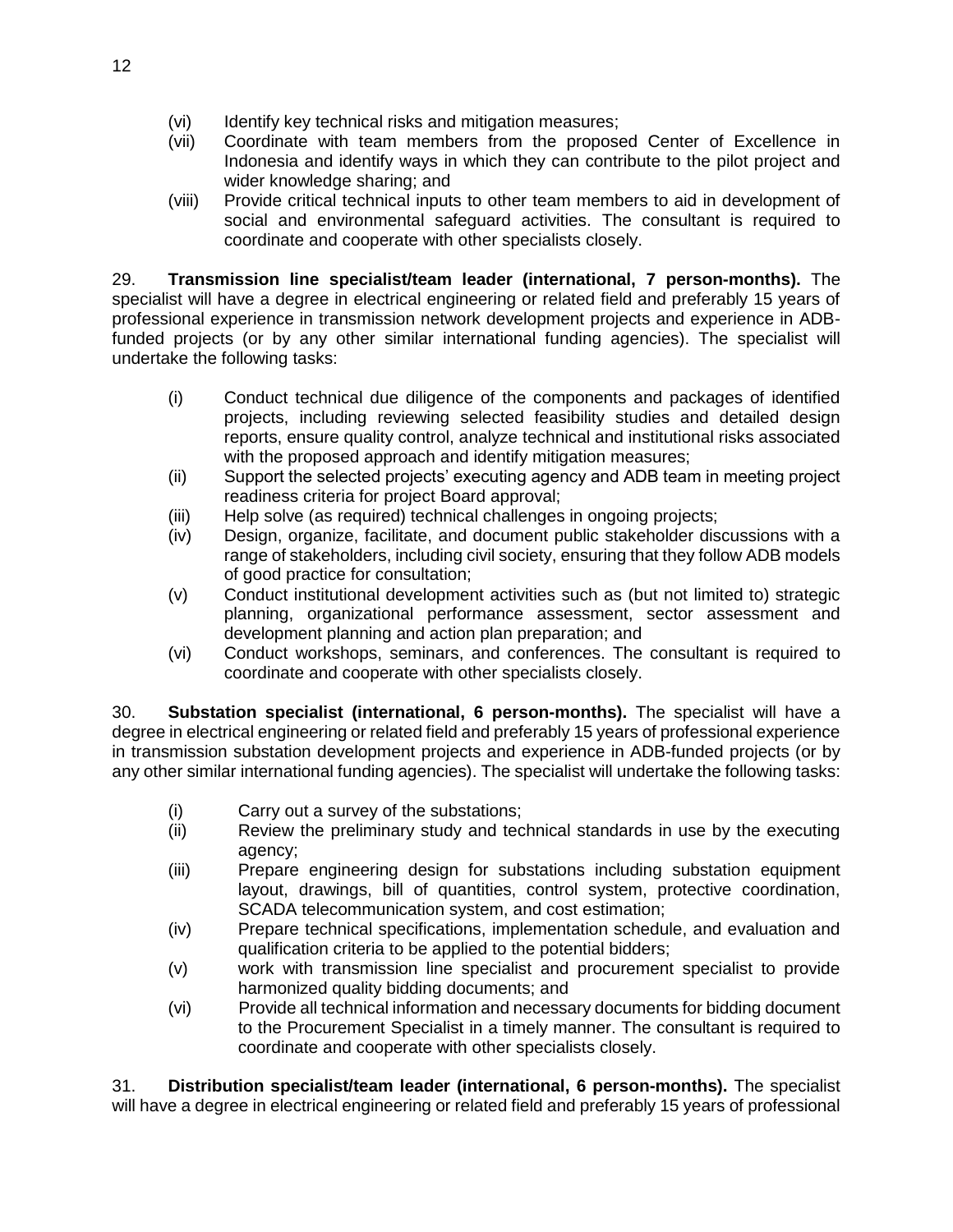(vi) Identify key technical risks and mitigation measures;

(vii) Coordinate with team members from the proposed Center of Excellence in Indonesia and identify ways in which they can contribute to the pilot project and wider knowledge sharing; and

(viii) Provide critical technical inputs to other team members to aid in development of social and environmental safeguard activities. The consultant is required to coordinate and cooperate with other specialists closely.

29. **Transmission line specialist/team leader (international, 7 person-months).** The specialist will have a degree in electrical engineering or related field and preferably 15 years of professional experience in transmission network development projects and experience in ADB-funded projects (or by any other similar international funding agencies). The specialist will undertake the following tasks:

(i) Conduct technical due diligence of the components and packages of identified projects, including reviewing selected feasibility studies and detailed design reports, ensure quality control, analyze technical and institutional risks associated with the proposed approach and identify mitigation measures;

(ii) Support the selected projects' executing agency and ADB team in meeting project readiness criteria for project Board approval;

(iii) Help solve (as required) technical challenges in ongoing projects;

(iv) Design, organize, facilitate, and document public stakeholder discussions with a range of stakeholders, including civil society, ensuring that they follow ADB models of good practice for consultation;

(v) Conduct institutional development activities such as (but not limited to) strategic planning, organizational performance assessment, sector assessment and development planning and action plan preparation; and

(vi) Conduct workshops, seminars, and conferences. The consultant is required to coordinate and cooperate with other specialists closely.

30. **Substation specialist (international, 6 person-months).** The specialist will have a degree in electrical engineering or related field and preferably 15 years of professional experience in transmission substation development projects and experience in ADB-funded projects (or by any other similar international funding agencies). The specialist will undertake the following tasks:

(i) Carry out a survey of the substations;

(ii) Review the preliminary study and technical standards in use by the executing agency;

(iii) Prepare engineering design for substations including substation equipment layout, drawings, bill of quantities, control system, protective coordination, SCADA telecommunication system, and cost estimation;

(iv) Prepare technical specifications, implementation schedule, and evaluation and qualification criteria to be applied to the potential bidders;

(v) work with transmission line specialist and procurement specialist to provide harmonized quality bidding documents; and

(vi) Provide all technical information and necessary documents for bidding document to the Procurement Specialist in a timely manner. The consultant is required to coordinate and cooperate with other specialists closely.

31. **Distribution specialist/team leader (international, 6 person-months).** The specialist will have a degree in electrical engineering or related field and preferably 15 years of professional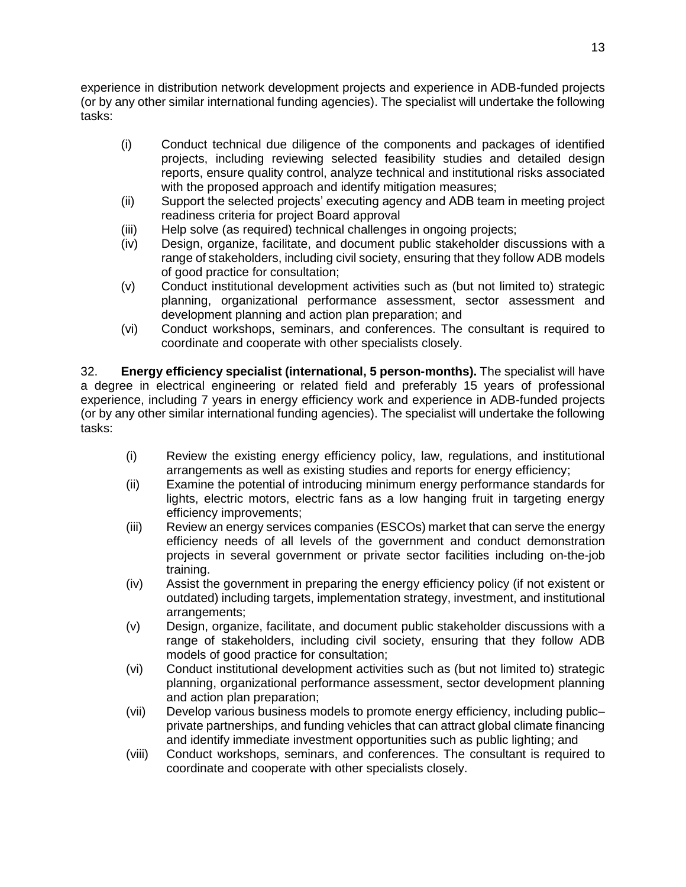experience in distribution network development projects and experience in ADB-funded projects (or by any other similar international funding agencies). The specialist will undertake the following tasks:

(i) Conduct technical due diligence of the components and packages of identified projects, including reviewing selected feasibility studies and detailed design reports, ensure quality control, analyze technical and institutional risks associated with the proposed approach and identify mitigation measures;
(ii) Support the selected projects' executing agency and ADB team in meeting project readiness criteria for project Board approval
(iii) Help solve (as required) technical challenges in ongoing projects;
(iv) Design, organize, facilitate, and document public stakeholder discussions with a range of stakeholders, including civil society, ensuring that they follow ADB models of good practice for consultation;
(v) Conduct institutional development activities such as (but not limited to) strategic planning, organizational performance assessment, sector assessment and development planning and action plan preparation; and
(vi) Conduct workshops, seminars, and conferences. The consultant is required to coordinate and cooperate with other specialists closely.

32. **Energy efficiency specialist (international, 5 person-months).** The specialist will have a degree in electrical engineering or related field and preferably 15 years of professional experience, including 7 years in energy efficiency work and experience in ADB-funded projects (or by any other similar international funding agencies). The specialist will undertake the following tasks:

(i) Review the existing energy efficiency policy, law, regulations, and institutional arrangements as well as existing studies and reports for energy efficiency;
(ii) Examine the potential of introducing minimum energy performance standards for lights, electric motors, electric fans as a low hanging fruit in targeting energy efficiency improvements;
(iii) Review an energy services companies (ESCOs) market that can serve the energy efficiency needs of all levels of the government and conduct demonstration projects in several government or private sector facilities including on-the-job training.
(iv) Assist the government in preparing the energy efficiency policy (if not existent or outdated) including targets, implementation strategy, investment, and institutional arrangements;
(v) Design, organize, facilitate, and document public stakeholder discussions with a range of stakeholders, including civil society, ensuring that they follow ADB models of good practice for consultation;
(vi) Conduct institutional development activities such as (but not limited to) strategic planning, organizational performance assessment, sector development planning and action plan preparation;
(vii) Develop various business models to promote energy efficiency, including public–private partnerships, and funding vehicles that can attract global climate financing and identify immediate investment opportunities such as public lighting; and
(viii) Conduct workshops, seminars, and conferences. The consultant is required to coordinate and cooperate with other specialists closely.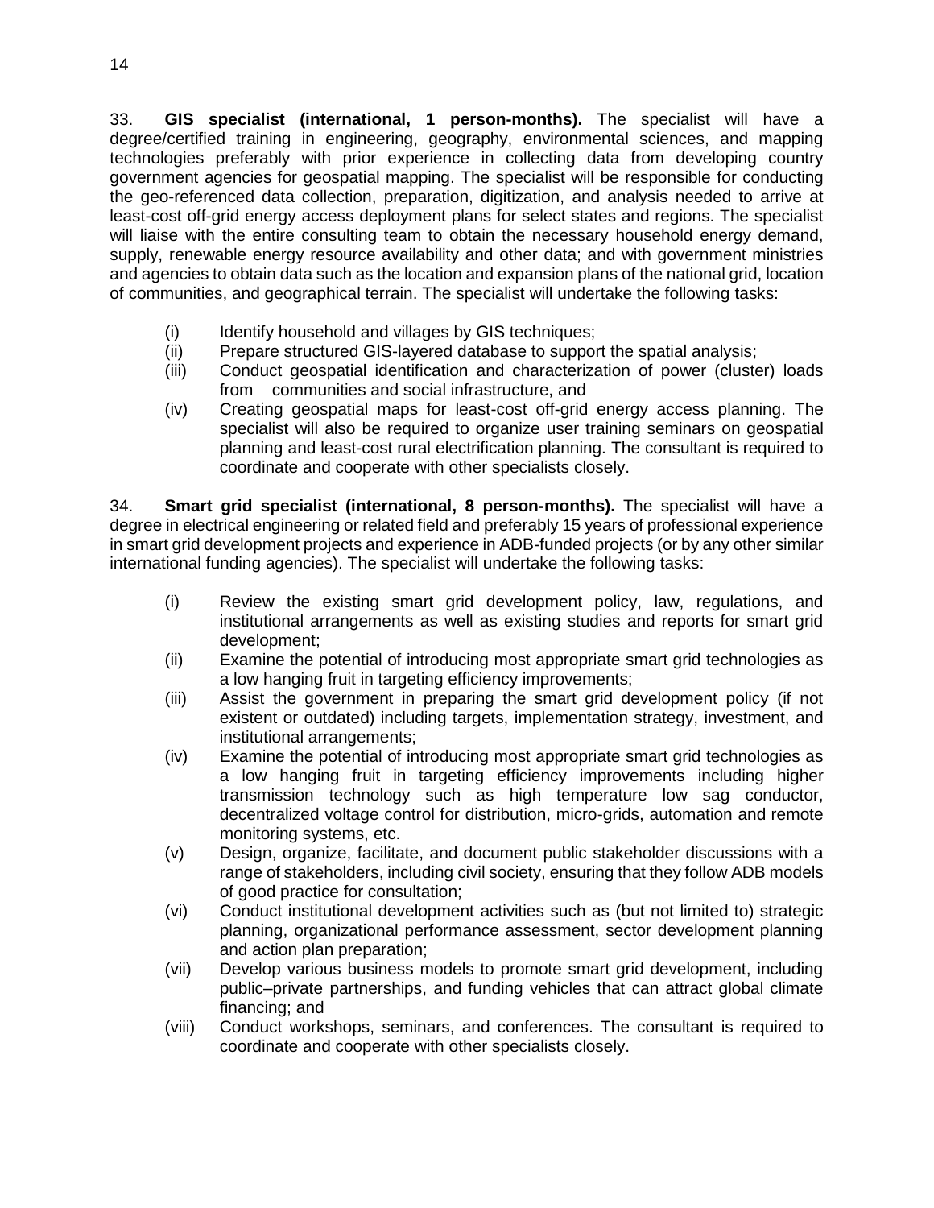33. **GIS specialist (international, 1 person-months).** The specialist will have a degree/certified training in engineering, geography, environmental sciences, and mapping technologies preferably with prior experience in collecting data from developing country government agencies for geospatial mapping. The specialist will be responsible for conducting the geo-referenced data collection, preparation, digitization, and analysis needed to arrive at least-cost off-grid energy access deployment plans for select states and regions. The specialist will liaise with the entire consulting team to obtain the necessary household energy demand, supply, renewable energy resource availability and other data; and with government ministries and agencies to obtain data such as the location and expansion plans of the national grid, location of communities, and geographical terrain. The specialist will undertake the following tasks:

(i) Identify household and villages by GIS techniques;
(ii) Prepare structured GIS-layered database to support the spatial analysis;
(iii) Conduct geospatial identification and characterization of power (cluster) loads from communities and social infrastructure, and
(iv) Creating geospatial maps for least-cost off-grid energy access planning. The specialist will also be required to organize user training seminars on geospatial planning and least-cost rural electrification planning. The consultant is required to coordinate and cooperate with other specialists closely.

34. **Smart grid specialist (international, 8 person-months).** The specialist will have a degree in electrical engineering or related field and preferably 15 years of professional experience in smart grid development projects and experience in ADB-funded projects (or by any other similar international funding agencies). The specialist will undertake the following tasks:

(i) Review the existing smart grid development policy, law, regulations, and institutional arrangements as well as existing studies and reports for smart grid development;
(ii) Examine the potential of introducing most appropriate smart grid technologies as a low hanging fruit in targeting efficiency improvements;
(iii) Assist the government in preparing the smart grid development policy (if not existent or outdated) including targets, implementation strategy, investment, and institutional arrangements;
(iv) Examine the potential of introducing most appropriate smart grid technologies as a low hanging fruit in targeting efficiency improvements including higher transmission technology such as high temperature low sag conductor, decentralized voltage control for distribution, micro-grids, automation and remote monitoring systems, etc.
(v) Design, organize, facilitate, and document public stakeholder discussions with a range of stakeholders, including civil society, ensuring that they follow ADB models of good practice for consultation;
(vi) Conduct institutional development activities such as (but not limited to) strategic planning, organizational performance assessment, sector development planning and action plan preparation;
(vii) Develop various business models to promote smart grid development, including public–private partnerships, and funding vehicles that can attract global climate financing; and
(viii) Conduct workshops, seminars, and conferences. The consultant is required to coordinate and cooperate with other specialists closely.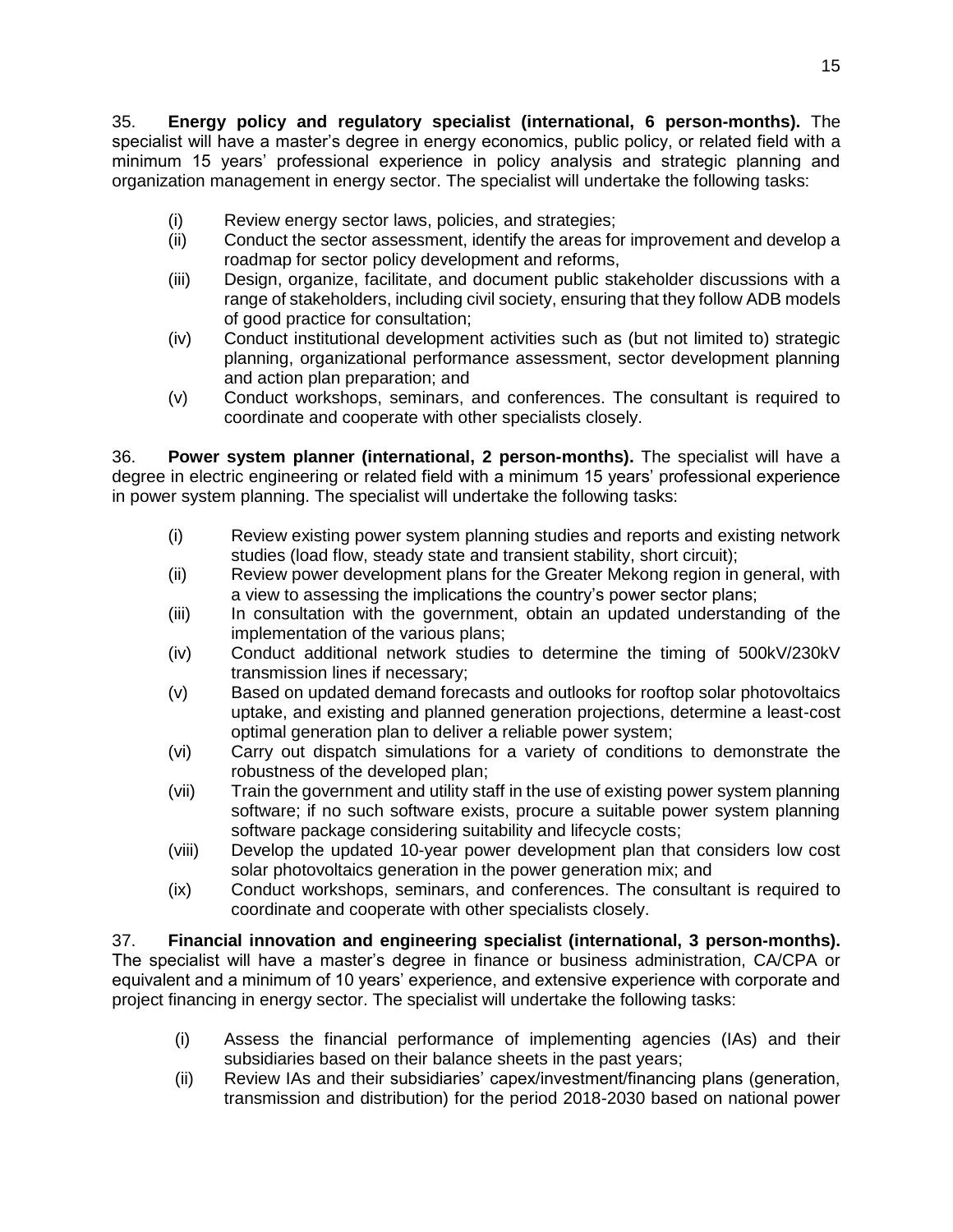35. **Energy policy and regulatory specialist (international, 6 person-months).** The specialist will have a master's degree in energy economics, public policy, or related field with a minimum 15 years' professional experience in policy analysis and strategic planning and organization management in energy sector. The specialist will undertake the following tasks:

(i) Review energy sector laws, policies, and strategies;
(ii) Conduct the sector assessment, identify the areas for improvement and develop a roadmap for sector policy development and reforms,
(iii) Design, organize, facilitate, and document public stakeholder discussions with a range of stakeholders, including civil society, ensuring that they follow ADB models of good practice for consultation;
(iv) Conduct institutional development activities such as (but not limited to) strategic planning, organizational performance assessment, sector development planning and action plan preparation; and
(v) Conduct workshops, seminars, and conferences. The consultant is required to coordinate and cooperate with other specialists closely.

36. **Power system planner (international, 2 person-months).** The specialist will have a degree in electric engineering or related field with a minimum 15 years' professional experience in power system planning. The specialist will undertake the following tasks:

(i) Review existing power system planning studies and reports and existing network studies (load flow, steady state and transient stability, short circuit);
(ii) Review power development plans for the Greater Mekong region in general, with a view to assessing the implications the country's power sector plans;
(iii) In consultation with the government, obtain an updated understanding of the implementation of the various plans;
(iv) Conduct additional network studies to determine the timing of 500kV/230kV transmission lines if necessary;
(v) Based on updated demand forecasts and outlooks for rooftop solar photovoltaics uptake, and existing and planned generation projections, determine a least-cost optimal generation plan to deliver a reliable power system;
(vi) Carry out dispatch simulations for a variety of conditions to demonstrate the robustness of the developed plan;
(vii) Train the government and utility staff in the use of existing power system planning software; if no such software exists, procure a suitable power system planning software package considering suitability and lifecycle costs;
(viii) Develop the updated 10-year power development plan that considers low cost solar photovoltaics generation in the power generation mix; and
(ix) Conduct workshops, seminars, and conferences. The consultant is required to coordinate and cooperate with other specialists closely.

37. **Financial innovation and engineering specialist (international, 3 person-months).** The specialist will have a master's degree in finance or business administration, CA/CPA or equivalent and a minimum of 10 years' experience, and extensive experience with corporate and project financing in energy sector. The specialist will undertake the following tasks:

(i) Assess the financial performance of implementing agencies (IAs) and their subsidiaries based on their balance sheets in the past years;
(ii) Review IAs and their subsidiaries' capex/investment/financing plans (generation, transmission and distribution) for the period 2018-2030 based on national power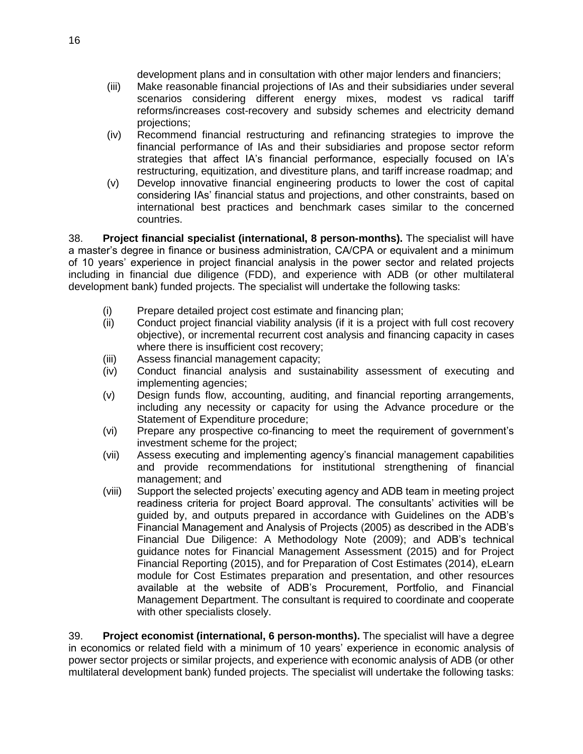development plans and in consultation with other major lenders and financiers;

(iii) Make reasonable financial projections of IAs and their subsidiaries under several scenarios considering different energy mixes, modest vs radical tariff reforms/increases cost-recovery and subsidy schemes and electricity demand projections;

(iv) Recommend financial restructuring and refinancing strategies to improve the financial performance of IAs and their subsidiaries and propose sector reform strategies that affect IA's financial performance, especially focused on IA's restructuring, equitization, and divestiture plans, and tariff increase roadmap; and

(v) Develop innovative financial engineering products to lower the cost of capital considering IAs' financial status and projections, and other constraints, based on international best practices and benchmark cases similar to the concerned countries.

38. **Project financial specialist (international, 8 person-months).** The specialist will have a master's degree in finance or business administration, CA/CPA or equivalent and a minimum of 10 years' experience in project financial analysis in the power sector and related projects including in financial due diligence (FDD), and experience with ADB (or other multilateral development bank) funded projects. The specialist will undertake the following tasks:

(i) Prepare detailed project cost estimate and financing plan;

(ii) Conduct project financial viability analysis (if it is a project with full cost recovery objective), or incremental recurrent cost analysis and financing capacity in cases where there is insufficient cost recovery;

(iii) Assess financial management capacity;

(iv) Conduct financial analysis and sustainability assessment of executing and implementing agencies;

(v) Design funds flow, accounting, auditing, and financial reporting arrangements, including any necessity or capacity for using the Advance procedure or the Statement of Expenditure procedure;

(vi) Prepare any prospective co-financing to meet the requirement of government's investment scheme for the project;

(vii) Assess executing and implementing agency's financial management capabilities and provide recommendations for institutional strengthening of financial management; and

(viii) Support the selected projects' executing agency and ADB team in meeting project readiness criteria for project Board approval. The consultants' activities will be guided by, and outputs prepared in accordance with Guidelines on the ADB's Financial Management and Analysis of Projects (2005) as described in the ADB's Financial Due Diligence: A Methodology Note (2009); and ADB's technical guidance notes for Financial Management Assessment (2015) and for Project Financial Reporting (2015), and for Preparation of Cost Estimates (2014), eLearn module for Cost Estimates preparation and presentation, and other resources available at the website of ADB's Procurement, Portfolio, and Financial Management Department. The consultant is required to coordinate and cooperate with other specialists closely.

39. **Project economist (international, 6 person-months).** The specialist will have a degree in economics or related field with a minimum of 10 years' experience in economic analysis of power sector projects or similar projects, and experience with economic analysis of ADB (or other multilateral development bank) funded projects. The specialist will undertake the following tasks: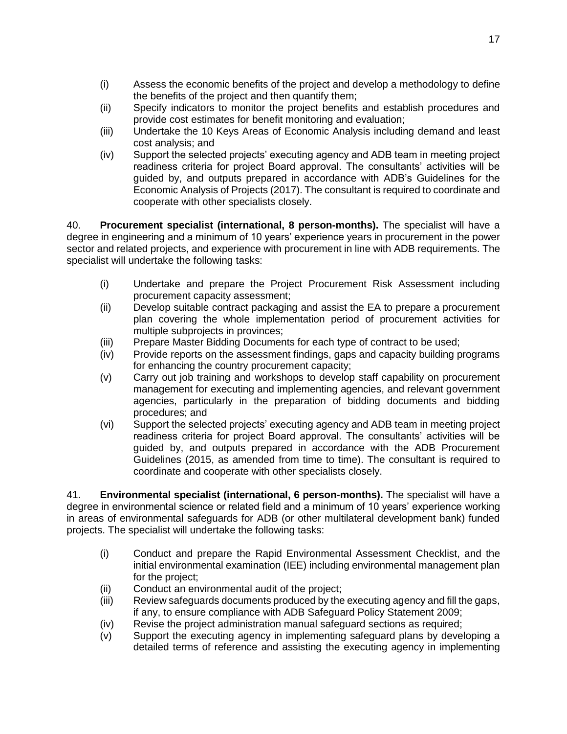(i) Assess the economic benefits of the project and develop a methodology to define the benefits of the project and then quantify them;
(ii) Specify indicators to monitor the project benefits and establish procedures and provide cost estimates for benefit monitoring and evaluation;
(iii) Undertake the 10 Keys Areas of Economic Analysis including demand and least cost analysis; and
(iv) Support the selected projects' executing agency and ADB team in meeting project readiness criteria for project Board approval. The consultants' activities will be guided by, and outputs prepared in accordance with ADB's Guidelines for the Economic Analysis of Projects (2017). The consultant is required to coordinate and cooperate with other specialists closely.

40. **Procurement specialist (international, 8 person-months).** The specialist will have a degree in engineering and a minimum of 10 years' experience years in procurement in the power sector and related projects, and experience with procurement in line with ADB requirements. The specialist will undertake the following tasks:

(i) Undertake and prepare the Project Procurement Risk Assessment including procurement capacity assessment;
(ii) Develop suitable contract packaging and assist the EA to prepare a procurement plan covering the whole implementation period of procurement activities for multiple subprojects in provinces;
(iii) Prepare Master Bidding Documents for each type of contract to be used;
(iv) Provide reports on the assessment findings, gaps and capacity building programs for enhancing the country procurement capacity;
(v) Carry out job training and workshops to develop staff capability on procurement management for executing and implementing agencies, and relevant government agencies, particularly in the preparation of bidding documents and bidding procedures; and
(vi) Support the selected projects' executing agency and ADB team in meeting project readiness criteria for project Board approval. The consultants' activities will be guided by, and outputs prepared in accordance with the ADB Procurement Guidelines (2015, as amended from time to time). The consultant is required to coordinate and cooperate with other specialists closely.

41. **Environmental specialist (international, 6 person-months).** The specialist will have a degree in environmental science or related field and a minimum of 10 years' experience working in areas of environmental safeguards for ADB (or other multilateral development bank) funded projects. The specialist will undertake the following tasks:

(i) Conduct and prepare the Rapid Environmental Assessment Checklist, and the initial environmental examination (IEE) including environmental management plan for the project;
(ii) Conduct an environmental audit of the project;
(iii) Review safeguards documents produced by the executing agency and fill the gaps, if any, to ensure compliance with ADB Safeguard Policy Statement 2009;
(iv) Revise the project administration manual safeguard sections as required;
(v) Support the executing agency in implementing safeguard plans by developing a detailed terms of reference and assisting the executing agency in implementing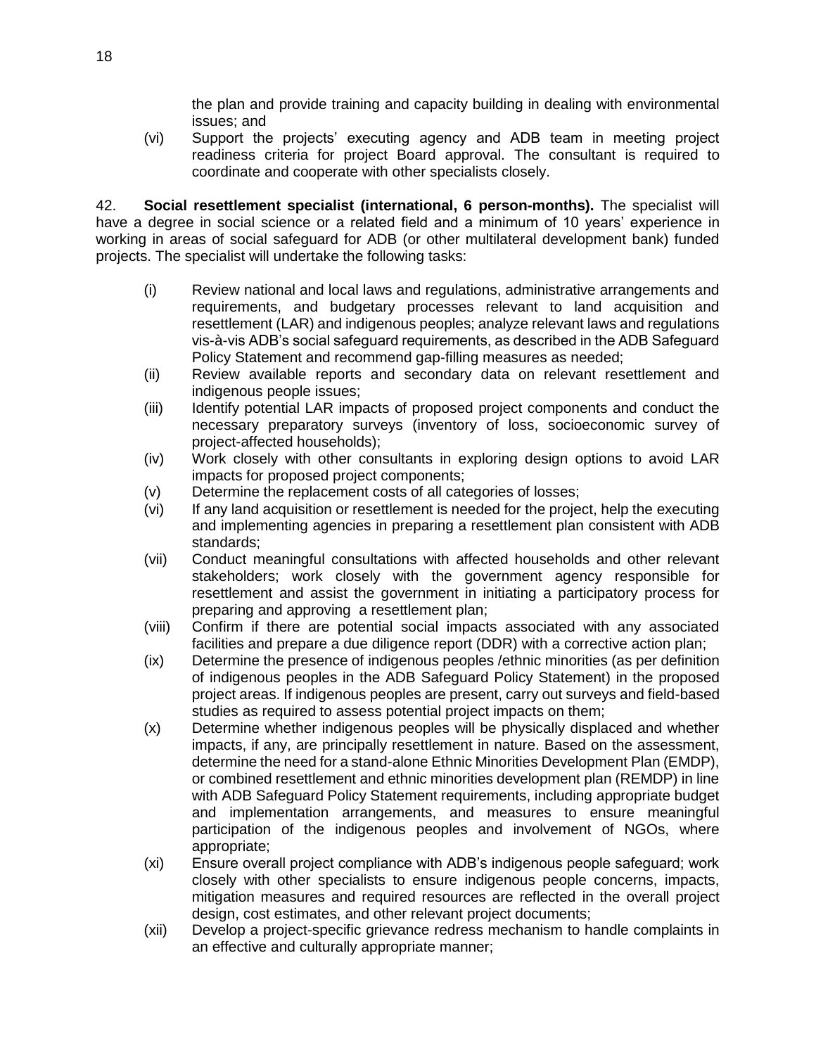the plan and provide training and capacity building in dealing with environmental issues; and

(vi) Support the projects' executing agency and ADB team in meeting project readiness criteria for project Board approval. The consultant is required to coordinate and cooperate with other specialists closely.

42. **Social resettlement specialist (international, 6 person-months).** The specialist will have a degree in social science or a related field and a minimum of 10 years' experience in working in areas of social safeguard for ADB (or other multilateral development bank) funded projects. The specialist will undertake the following tasks:

(i) Review national and local laws and regulations, administrative arrangements and requirements, and budgetary processes relevant to land acquisition and resettlement (LAR) and indigenous peoples; analyze relevant laws and regulations vis-à-vis ADB's social safeguard requirements, as described in the ADB Safeguard Policy Statement and recommend gap-filling measures as needed;

(ii) Review available reports and secondary data on relevant resettlement and indigenous people issues;

(iii) Identify potential LAR impacts of proposed project components and conduct the necessary preparatory surveys (inventory of loss, socioeconomic survey of project-affected households);

(iv) Work closely with other consultants in exploring design options to avoid LAR impacts for proposed project components;

(v) Determine the replacement costs of all categories of losses;

(vi) If any land acquisition or resettlement is needed for the project, help the executing and implementing agencies in preparing a resettlement plan consistent with ADB standards;

(vii) Conduct meaningful consultations with affected households and other relevant stakeholders; work closely with the government agency responsible for resettlement and assist the government in initiating a participatory process for preparing and approving a resettlement plan;

(viii) Confirm if there are potential social impacts associated with any associated facilities and prepare a due diligence report (DDR) with a corrective action plan;

(ix) Determine the presence of indigenous peoples /ethnic minorities (as per definition of indigenous peoples in the ADB Safeguard Policy Statement) in the proposed project areas. If indigenous peoples are present, carry out surveys and field-based studies as required to assess potential project impacts on them;

(x) Determine whether indigenous peoples will be physically displaced and whether impacts, if any, are principally resettlement in nature. Based on the assessment, determine the need for a stand-alone Ethnic Minorities Development Plan (EMDP), or combined resettlement and ethnic minorities development plan (REMDP) in line with ADB Safeguard Policy Statement requirements, including appropriate budget and implementation arrangements, and measures to ensure meaningful participation of the indigenous peoples and involvement of NGOs, where appropriate;

(xi) Ensure overall project compliance with ADB's indigenous people safeguard; work closely with other specialists to ensure indigenous people concerns, impacts, mitigation measures and required resources are reflected in the overall project design, cost estimates, and other relevant project documents;

(xii) Develop a project-specific grievance redress mechanism to handle complaints in an effective and culturally appropriate manner;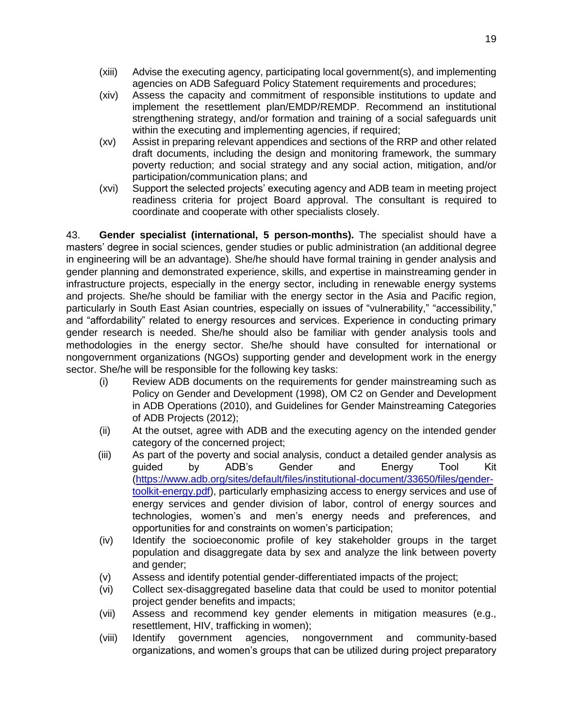(xiii) Advise the executing agency, participating local government(s), and implementing agencies on ADB Safeguard Policy Statement requirements and procedures;

(xiv) Assess the capacity and commitment of responsible institutions to update and implement the resettlement plan/EMDP/REMDP. Recommend an institutional strengthening strategy, and/or formation and training of a social safeguards unit within the executing and implementing agencies, if required;

(xv) Assist in preparing relevant appendices and sections of the RRP and other related draft documents, including the design and monitoring framework, the summary poverty reduction; and social strategy and any social action, mitigation, and/or participation/communication plans; and

(xvi) Support the selected projects' executing agency and ADB team in meeting project readiness criteria for project Board approval. The consultant is required to coordinate and cooperate with other specialists closely.

43. **Gender specialist (international, 5 person-months).** The specialist should have a masters' degree in social sciences, gender studies or public administration (an additional degree in engineering will be an advantage). She/he should have formal training in gender analysis and gender planning and demonstrated experience, skills, and expertise in mainstreaming gender in infrastructure projects, especially in the energy sector, including in renewable energy systems and projects. She/he should be familiar with the energy sector in the Asia and Pacific region, particularly in South East Asian countries, especially on issues of "vulnerability," "accessibility," and "affordability" related to energy resources and services. Experience in conducting primary gender research is needed. She/he should also be familiar with gender analysis tools and methodologies in the energy sector. She/he should have consulted for international or nongovernment organizations (NGOs) supporting gender and development work in the energy sector. She/he will be responsible for the following key tasks:

(i) Review ADB documents on the requirements for gender mainstreaming such as Policy on Gender and Development (1998), OM C2 on Gender and Development in ADB Operations (2010), and Guidelines for Gender Mainstreaming Categories of ADB Projects (2012);

(ii) At the outset, agree with ADB and the executing agency on the intended gender category of the concerned project;

(iii) As part of the poverty and social analysis, conduct a detailed gender analysis as guided by ADB's Gender and Energy Tool Kit (https://www.adb.org/sites/default/files/institutional-document/33650/files/gender-toolkit-energy.pdf), particularly emphasizing access to energy services and use of energy services and gender division of labor, control of energy sources and technologies, women's and men's energy needs and preferences, and opportunities for and constraints on women's participation;

(iv) Identify the socioeconomic profile of key stakeholder groups in the target population and disaggregate data by sex and analyze the link between poverty and gender;

(v) Assess and identify potential gender-differentiated impacts of the project;

(vi) Collect sex-disaggregated baseline data that could be used to monitor potential project gender benefits and impacts;

(vii) Assess and recommend key gender elements in mitigation measures (e.g., resettlement, HIV, trafficking in women);

(viii) Identify government agencies, nongovernment and community-based organizations, and women's groups that can be utilized during project preparatory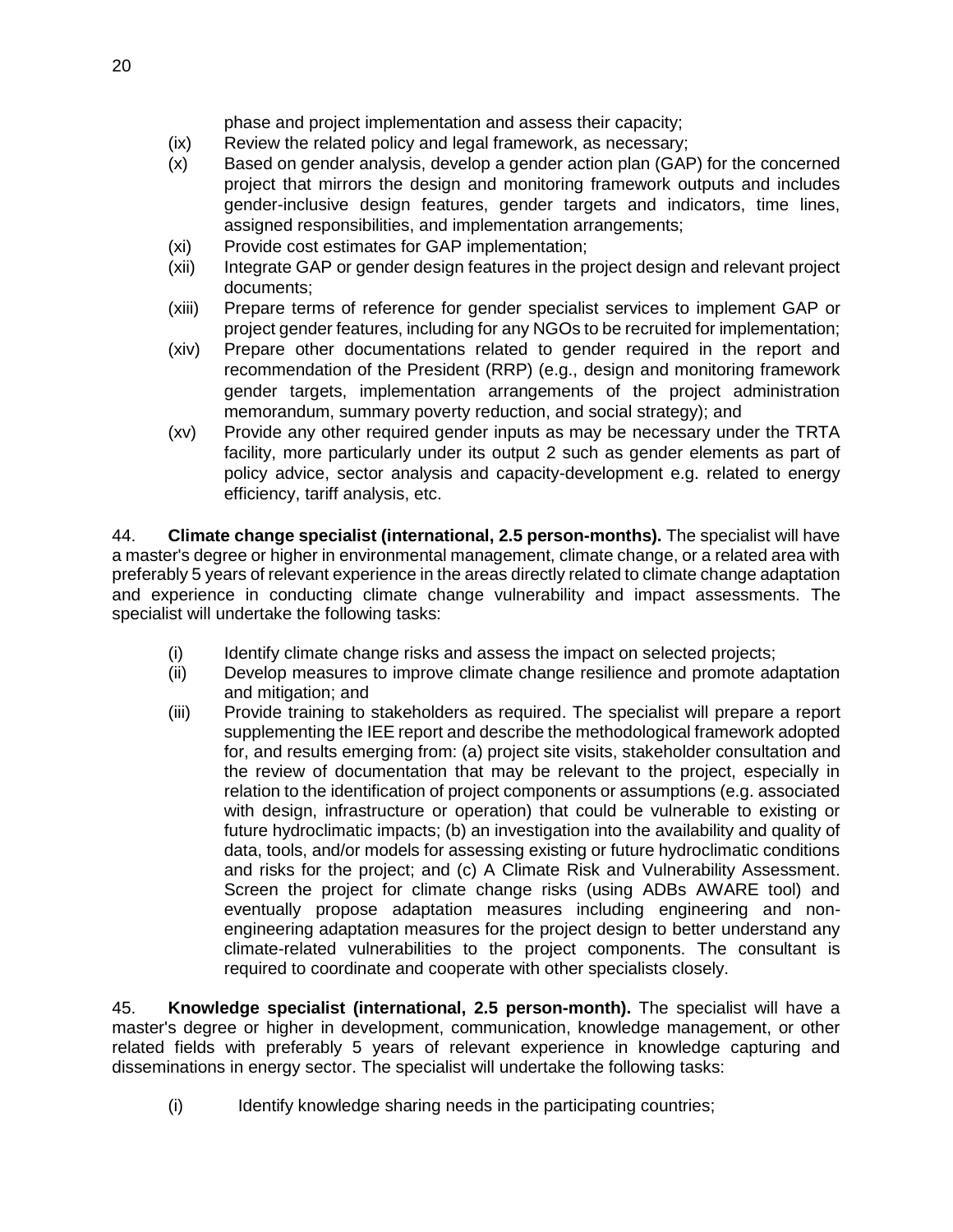phase and project implementation and assess their capacity;

(ix) Review the related policy and legal framework, as necessary;

(x) Based on gender analysis, develop a gender action plan (GAP) for the concerned project that mirrors the design and monitoring framework outputs and includes gender-inclusive design features, gender targets and indicators, time lines, assigned responsibilities, and implementation arrangements;

(xi) Provide cost estimates for GAP implementation;

(xii) Integrate GAP or gender design features in the project design and relevant project documents;

(xiii) Prepare terms of reference for gender specialist services to implement GAP or project gender features, including for any NGOs to be recruited for implementation;

(xiv) Prepare other documentations related to gender required in the report and recommendation of the President (RRP) (e.g., design and monitoring framework gender targets, implementation arrangements of the project administration memorandum, summary poverty reduction, and social strategy); and

(xv) Provide any other required gender inputs as may be necessary under the TRTA facility, more particularly under its output 2 such as gender elements as part of policy advice, sector analysis and capacity-development e.g. related to energy efficiency, tariff analysis, etc.

44. **Climate change specialist (international, 2.5 person-months).** The specialist will have a master's degree or higher in environmental management, climate change, or a related area with preferably 5 years of relevant experience in the areas directly related to climate change adaptation and experience in conducting climate change vulnerability and impact assessments. The specialist will undertake the following tasks:

(i) Identify climate change risks and assess the impact on selected projects;

(ii) Develop measures to improve climate change resilience and promote adaptation and mitigation; and

(iii) Provide training to stakeholders as required. The specialist will prepare a report supplementing the IEE report and describe the methodological framework adopted for, and results emerging from: (a) project site visits, stakeholder consultation and the review of documentation that may be relevant to the project, especially in relation to the identification of project components or assumptions (e.g. associated with design, infrastructure or operation) that could be vulnerable to existing or future hydroclimatic impacts; (b) an investigation into the availability and quality of data, tools, and/or models for assessing existing or future hydroclimatic conditions and risks for the project; and (c) A Climate Risk and Vulnerability Assessment. Screen the project for climate change risks (using ADBs AWARE tool) and eventually propose adaptation measures including engineering and non-engineering adaptation measures for the project design to better understand any climate-related vulnerabilities to the project components. The consultant is required to coordinate and cooperate with other specialists closely.

45. **Knowledge specialist (international, 2.5 person-month).** The specialist will have a master's degree or higher in development, communication, knowledge management, or other related fields with preferably 5 years of relevant experience in knowledge capturing and disseminations in energy sector. The specialist will undertake the following tasks:

(i) Identify knowledge sharing needs in the participating countries;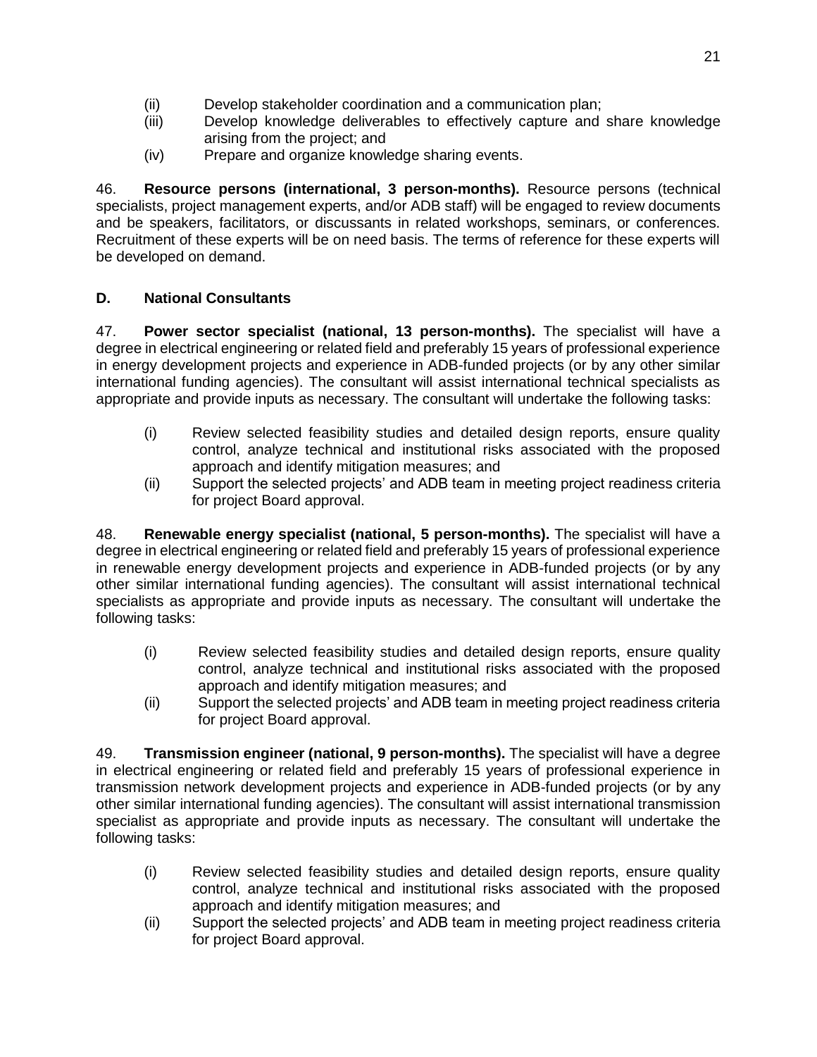(ii) Develop stakeholder coordination and a communication plan;
(iii) Develop knowledge deliverables to effectively capture and share knowledge arising from the project; and
(iv) Prepare and organize knowledge sharing events.

46. **Resource persons (international, 3 person-months).** Resource persons (technical specialists, project management experts, and/or ADB staff) will be engaged to review documents and be speakers, facilitators, or discussants in related workshops, seminars, or conferences. Recruitment of these experts will be on need basis. The terms of reference for these experts will be developed on demand.

### D. National Consultants

47. **Power sector specialist (national, 13 person-months).** The specialist will have a degree in electrical engineering or related field and preferably 15 years of professional experience in energy development projects and experience in ADB-funded projects (or by any other similar international funding agencies). The consultant will assist international technical specialists as appropriate and provide inputs as necessary. The consultant will undertake the following tasks:

(i) Review selected feasibility studies and detailed design reports, ensure quality control, analyze technical and institutional risks associated with the proposed approach and identify mitigation measures; and
(ii) Support the selected projects' and ADB team in meeting project readiness criteria for project Board approval.

48. **Renewable energy specialist (national, 5 person-months).** The specialist will have a degree in electrical engineering or related field and preferably 15 years of professional experience in renewable energy development projects and experience in ADB-funded projects (or by any other similar international funding agencies). The consultant will assist international technical specialists as appropriate and provide inputs as necessary. The consultant will undertake the following tasks:

(i) Review selected feasibility studies and detailed design reports, ensure quality control, analyze technical and institutional risks associated with the proposed approach and identify mitigation measures; and
(ii) Support the selected projects' and ADB team in meeting project readiness criteria for project Board approval.

49. **Transmission engineer (national, 9 person-months).** The specialist will have a degree in electrical engineering or related field and preferably 15 years of professional experience in transmission network development projects and experience in ADB-funded projects (or by any other similar international funding agencies). The consultant will assist international transmission specialist as appropriate and provide inputs as necessary. The consultant will undertake the following tasks:

(i) Review selected feasibility studies and detailed design reports, ensure quality control, analyze technical and institutional risks associated with the proposed approach and identify mitigation measures; and
(ii) Support the selected projects' and ADB team in meeting project readiness criteria for project Board approval.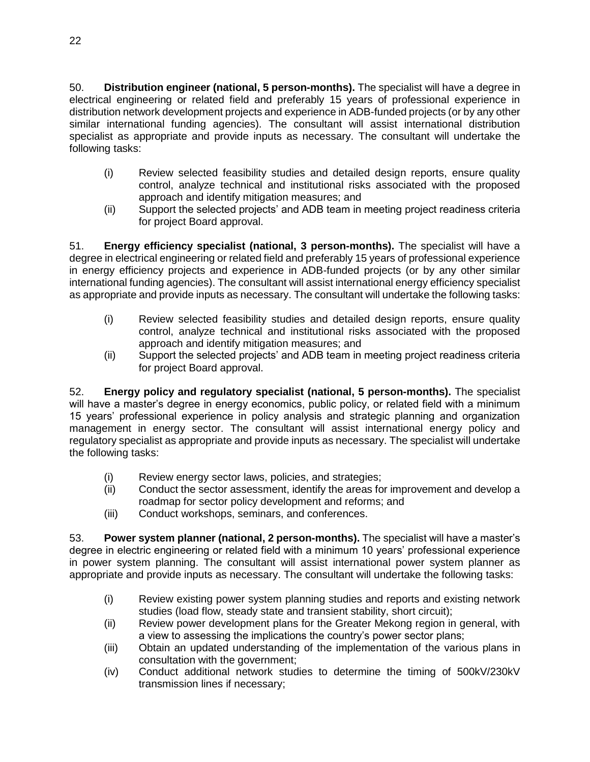50. **Distribution engineer (national, 5 person-months).** The specialist will have a degree in electrical engineering or related field and preferably 15 years of professional experience in distribution network development projects and experience in ADB-funded projects (or by any other similar international funding agencies). The consultant will assist international distribution specialist as appropriate and provide inputs as necessary. The consultant will undertake the following tasks:

(i) Review selected feasibility studies and detailed design reports, ensure quality control, analyze technical and institutional risks associated with the proposed approach and identify mitigation measures; and
(ii) Support the selected projects' and ADB team in meeting project readiness criteria for project Board approval.

51. **Energy efficiency specialist (national, 3 person-months).** The specialist will have a degree in electrical engineering or related field and preferably 15 years of professional experience in energy efficiency projects and experience in ADB-funded projects (or by any other similar international funding agencies). The consultant will assist international energy efficiency specialist as appropriate and provide inputs as necessary. The consultant will undertake the following tasks:

(i) Review selected feasibility studies and detailed design reports, ensure quality control, analyze technical and institutional risks associated with the proposed approach and identify mitigation measures; and
(ii) Support the selected projects' and ADB team in meeting project readiness criteria for project Board approval.

52. **Energy policy and regulatory specialist (national, 5 person-months).** The specialist will have a master's degree in energy economics, public policy, or related field with a minimum 15 years' professional experience in policy analysis and strategic planning and organization management in energy sector. The consultant will assist international energy policy and regulatory specialist as appropriate and provide inputs as necessary. The specialist will undertake the following tasks:

(i) Review energy sector laws, policies, and strategies;
(ii) Conduct the sector assessment, identify the areas for improvement and develop a roadmap for sector policy development and reforms; and
(iii) Conduct workshops, seminars, and conferences.

53. **Power system planner (national, 2 person-months).** The specialist will have a master's degree in electric engineering or related field with a minimum 10 years' professional experience in power system planning. The consultant will assist international power system planner as appropriate and provide inputs as necessary. The consultant will undertake the following tasks:

(i) Review existing power system planning studies and reports and existing network studies (load flow, steady state and transient stability, short circuit);
(ii) Review power development plans for the Greater Mekong region in general, with a view to assessing the implications the country's power sector plans;
(iii) Obtain an updated understanding of the implementation of the various plans in consultation with the government;
(iv) Conduct additional network studies to determine the timing of 500kV/230kV transmission lines if necessary;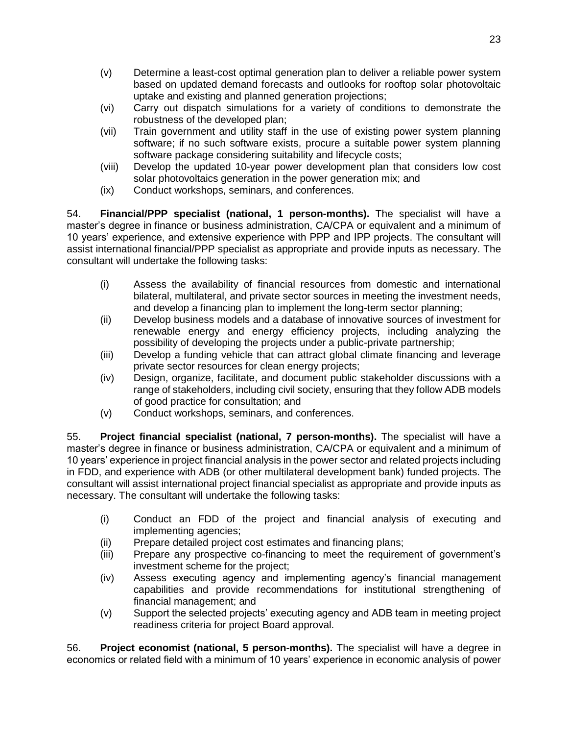(v) Determine a least-cost optimal generation plan to deliver a reliable power system based on updated demand forecasts and outlooks for rooftop solar photovoltaic uptake and existing and planned generation projections;

(vi) Carry out dispatch simulations for a variety of conditions to demonstrate the robustness of the developed plan;

(vii) Train government and utility staff in the use of existing power system planning software; if no such software exists, procure a suitable power system planning software package considering suitability and lifecycle costs;

(viii) Develop the updated 10-year power development plan that considers low cost solar photovoltaics generation in the power generation mix; and

(ix) Conduct workshops, seminars, and conferences.

54. **Financial/PPP specialist (national, 1 person-months).** The specialist will have a master's degree in finance or business administration, CA/CPA or equivalent and a minimum of 10 years' experience, and extensive experience with PPP and IPP projects. The consultant will assist international financial/PPP specialist as appropriate and provide inputs as necessary. The consultant will undertake the following tasks:

(i) Assess the availability of financial resources from domestic and international bilateral, multilateral, and private sector sources in meeting the investment needs, and develop a financing plan to implement the long-term sector planning;

(ii) Develop business models and a database of innovative sources of investment for renewable energy and energy efficiency projects, including analyzing the possibility of developing the projects under a public-private partnership;

(iii) Develop a funding vehicle that can attract global climate financing and leverage private sector resources for clean energy projects;

(iv) Design, organize, facilitate, and document public stakeholder discussions with a range of stakeholders, including civil society, ensuring that they follow ADB models of good practice for consultation; and

(v) Conduct workshops, seminars, and conferences.

55. **Project financial specialist (national, 7 person-months).** The specialist will have a master's degree in finance or business administration, CA/CPA or equivalent and a minimum of 10 years' experience in project financial analysis in the power sector and related projects including in FDD, and experience with ADB (or other multilateral development bank) funded projects. The consultant will assist international project financial specialist as appropriate and provide inputs as necessary. The consultant will undertake the following tasks:

(i) Conduct an FDD of the project and financial analysis of executing and implementing agencies;

(ii) Prepare detailed project cost estimates and financing plans;

(iii) Prepare any prospective co-financing to meet the requirement of government's investment scheme for the project;

(iv) Assess executing agency and implementing agency's financial management capabilities and provide recommendations for institutional strengthening of financial management; and

(v) Support the selected projects' executing agency and ADB team in meeting project readiness criteria for project Board approval.

56. **Project economist (national, 5 person-months).** The specialist will have a degree in economics or related field with a minimum of 10 years' experience in economic analysis of power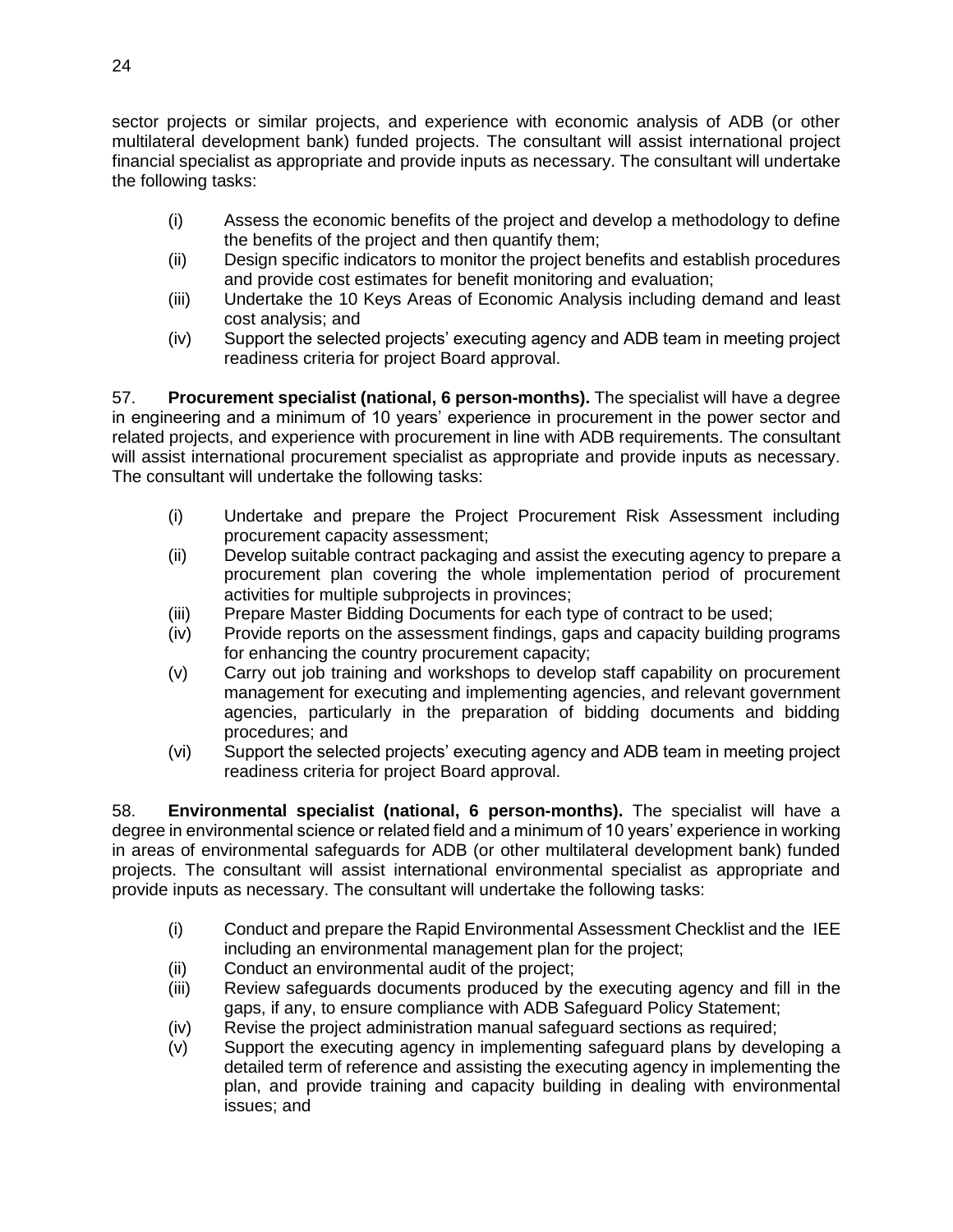sector projects or similar projects, and experience with economic analysis of ADB (or other multilateral development bank) funded projects. The consultant will assist international project financial specialist as appropriate and provide inputs as necessary. The consultant will undertake the following tasks:

(i) Assess the economic benefits of the project and develop a methodology to define the benefits of the project and then quantify them;
(ii) Design specific indicators to monitor the project benefits and establish procedures and provide cost estimates for benefit monitoring and evaluation;
(iii) Undertake the 10 Keys Areas of Economic Analysis including demand and least cost analysis; and
(iv) Support the selected projects' executing agency and ADB team in meeting project readiness criteria for project Board approval.

57. **Procurement specialist (national, 6 person-months).** The specialist will have a degree in engineering and a minimum of 10 years' experience in procurement in the power sector and related projects, and experience with procurement in line with ADB requirements. The consultant will assist international procurement specialist as appropriate and provide inputs as necessary. The consultant will undertake the following tasks:

(i) Undertake and prepare the Project Procurement Risk Assessment including procurement capacity assessment;
(ii) Develop suitable contract packaging and assist the executing agency to prepare a procurement plan covering the whole implementation period of procurement activities for multiple subprojects in provinces;
(iii) Prepare Master Bidding Documents for each type of contract to be used;
(iv) Provide reports on the assessment findings, gaps and capacity building programs for enhancing the country procurement capacity;
(v) Carry out job training and workshops to develop staff capability on procurement management for executing and implementing agencies, and relevant government agencies, particularly in the preparation of bidding documents and bidding procedures; and
(vi) Support the selected projects' executing agency and ADB team in meeting project readiness criteria for project Board approval.

58. **Environmental specialist (national, 6 person-months).** The specialist will have a degree in environmental science or related field and a minimum of 10 years' experience in working in areas of environmental safeguards for ADB (or other multilateral development bank) funded projects. The consultant will assist international environmental specialist as appropriate and provide inputs as necessary. The consultant will undertake the following tasks:

(i) Conduct and prepare the Rapid Environmental Assessment Checklist and the IEE including an environmental management plan for the project;
(ii) Conduct an environmental audit of the project;
(iii) Review safeguards documents produced by the executing agency and fill in the gaps, if any, to ensure compliance with ADB Safeguard Policy Statement;
(iv) Revise the project administration manual safeguard sections as required;
(v) Support the executing agency in implementing safeguard plans by developing a detailed term of reference and assisting the executing agency in implementing the plan, and provide training and capacity building in dealing with environmental issues; and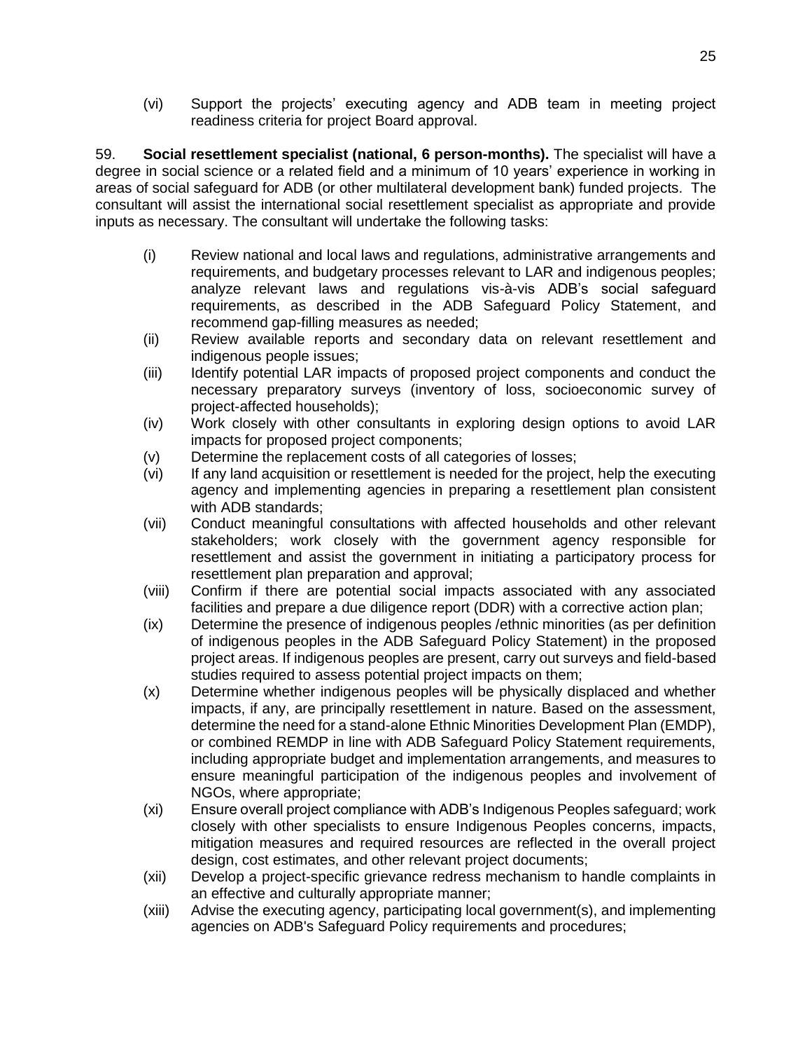(vi) Support the projects' executing agency and ADB team in meeting project readiness criteria for project Board approval.

59. **Social resettlement specialist (national, 6 person-months).** The specialist will have a degree in social science or a related field and a minimum of 10 years' experience in working in areas of social safeguard for ADB (or other multilateral development bank) funded projects. The consultant will assist the international social resettlement specialist as appropriate and provide inputs as necessary. The consultant will undertake the following tasks:

(i) Review national and local laws and regulations, administrative arrangements and requirements, and budgetary processes relevant to LAR and indigenous peoples; analyze relevant laws and regulations vis-à-vis ADB's social safeguard requirements, as described in the ADB Safeguard Policy Statement, and recommend gap-filling measures as needed;

(ii) Review available reports and secondary data on relevant resettlement and indigenous people issues;

(iii) Identify potential LAR impacts of proposed project components and conduct the necessary preparatory surveys (inventory of loss, socioeconomic survey of project-affected households);

(iv) Work closely with other consultants in exploring design options to avoid LAR impacts for proposed project components;

(v) Determine the replacement costs of all categories of losses;

(vi) If any land acquisition or resettlement is needed for the project, help the executing agency and implementing agencies in preparing a resettlement plan consistent with ADB standards;

(vii) Conduct meaningful consultations with affected households and other relevant stakeholders; work closely with the government agency responsible for resettlement and assist the government in initiating a participatory process for resettlement plan preparation and approval;

(viii) Confirm if there are potential social impacts associated with any associated facilities and prepare a due diligence report (DDR) with a corrective action plan;

(ix) Determine the presence of indigenous peoples /ethnic minorities (as per definition of indigenous peoples in the ADB Safeguard Policy Statement) in the proposed project areas. If indigenous peoples are present, carry out surveys and field-based studies required to assess potential project impacts on them;

(x) Determine whether indigenous peoples will be physically displaced and whether impacts, if any, are principally resettlement in nature. Based on the assessment, determine the need for a stand-alone Ethnic Minorities Development Plan (EMDP), or combined REMDP in line with ADB Safeguard Policy Statement requirements, including appropriate budget and implementation arrangements, and measures to ensure meaningful participation of the indigenous peoples and involvement of NGOs, where appropriate;

(xi) Ensure overall project compliance with ADB's Indigenous Peoples safeguard; work closely with other specialists to ensure Indigenous Peoples concerns, impacts, mitigation measures and required resources are reflected in the overall project design, cost estimates, and other relevant project documents;

(xii) Develop a project-specific grievance redress mechanism to handle complaints in an effective and culturally appropriate manner;

(xiii) Advise the executing agency, participating local government(s), and implementing agencies on ADB's Safeguard Policy requirements and procedures;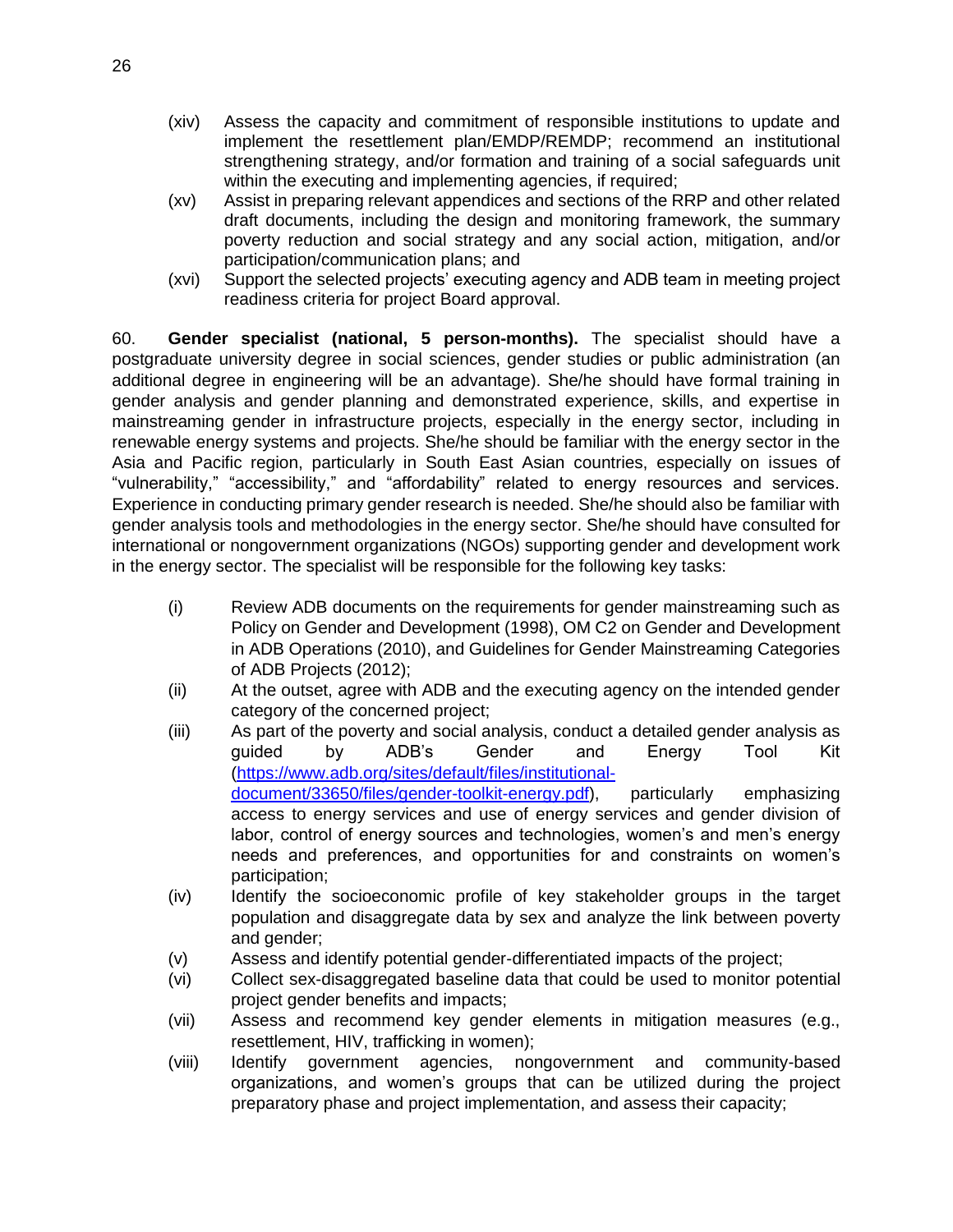(xiv) Assess the capacity and commitment of responsible institutions to update and implement the resettlement plan/EMDP/REMDP; recommend an institutional strengthening strategy, and/or formation and training of a social safeguards unit within the executing and implementing agencies, if required;

(xv) Assist in preparing relevant appendices and sections of the RRP and other related draft documents, including the design and monitoring framework, the summary poverty reduction and social strategy and any social action, mitigation, and/or participation/communication plans; and

(xvi) Support the selected projects' executing agency and ADB team in meeting project readiness criteria for project Board approval.

60. **Gender specialist (national, 5 person-months).** The specialist should have a postgraduate university degree in social sciences, gender studies or public administration (an additional degree in engineering will be an advantage). She/he should have formal training in gender analysis and gender planning and demonstrated experience, skills, and expertise in mainstreaming gender in infrastructure projects, especially in the energy sector, including in renewable energy systems and projects. She/he should be familiar with the energy sector in the Asia and Pacific region, particularly in South East Asian countries, especially on issues of "vulnerability," "accessibility," and "affordability" related to energy resources and services. Experience in conducting primary gender research is needed. She/he should also be familiar with gender analysis tools and methodologies in the energy sector. She/he should have consulted for international or nongovernment organizations (NGOs) supporting gender and development work in the energy sector. The specialist will be responsible for the following key tasks:

(i) Review ADB documents on the requirements for gender mainstreaming such as Policy on Gender and Development (1998), OM C2 on Gender and Development in ADB Operations (2010), and Guidelines for Gender Mainstreaming Categories of ADB Projects (2012);

(ii) At the outset, agree with ADB and the executing agency on the intended gender category of the concerned project;

(iii) As part of the poverty and social analysis, conduct a detailed gender analysis as guided by ADB's Gender and Energy Tool Kit ([https://www.adb.org/sites/default/files/institutional-document/33650/files/gender-toolkit-energy.pdf](https://www.adb.org/sites/default/files/institutional-document/33650/files/gender-toolkit-energy.pdf)), particularly emphasizing access to energy services and use of energy services and gender division of labor, control of energy sources and technologies, women's and men's energy needs and preferences, and opportunities for and constraints on women's participation;

(iv) Identify the socioeconomic profile of key stakeholder groups in the target population and disaggregate data by sex and analyze the link between poverty and gender;

(v) Assess and identify potential gender-differentiated impacts of the project;

(vi) Collect sex-disaggregated baseline data that could be used to monitor potential project gender benefits and impacts;

(vii) Assess and recommend key gender elements in mitigation measures (e.g., resettlement, HIV, trafficking in women);

(viii) Identify government agencies, nongovernment and community-based organizations, and women's groups that can be utilized during the project preparatory phase and project implementation, and assess their capacity;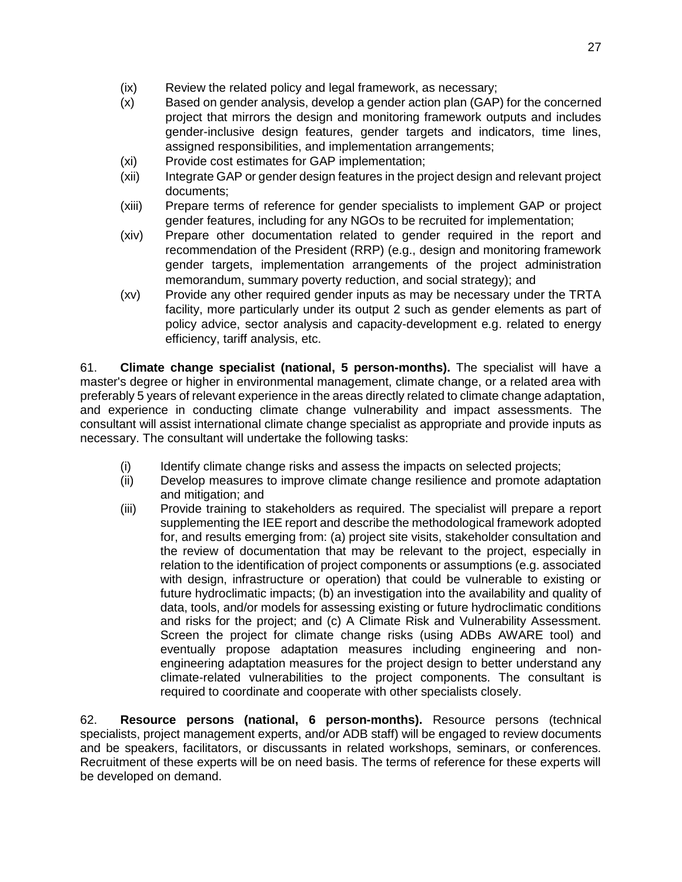(ix) Review the related policy and legal framework, as necessary;

(x) Based on gender analysis, develop a gender action plan (GAP) for the concerned project that mirrors the design and monitoring framework outputs and includes gender-inclusive design features, gender targets and indicators, time lines, assigned responsibilities, and implementation arrangements;

(xi) Provide cost estimates for GAP implementation;

(xii) Integrate GAP or gender design features in the project design and relevant project documents;

(xiii) Prepare terms of reference for gender specialists to implement GAP or project gender features, including for any NGOs to be recruited for implementation;

(xiv) Prepare other documentation related to gender required in the report and recommendation of the President (RRP) (e.g., design and monitoring framework gender targets, implementation arrangements of the project administration memorandum, summary poverty reduction, and social strategy); and

(xv) Provide any other required gender inputs as may be necessary under the TRTA facility, more particularly under its output 2 such as gender elements as part of policy advice, sector analysis and capacity-development e.g. related to energy efficiency, tariff analysis, etc.

61. **Climate change specialist (national, 5 person-months).** The specialist will have a master's degree or higher in environmental management, climate change, or a related area with preferably 5 years of relevant experience in the areas directly related to climate change adaptation, and experience in conducting climate change vulnerability and impact assessments. The consultant will assist international climate change specialist as appropriate and provide inputs as necessary. The consultant will undertake the following tasks:

(i) Identify climate change risks and assess the impacts on selected projects;

(ii) Develop measures to improve climate change resilience and promote adaptation and mitigation; and

(iii) Provide training to stakeholders as required. The specialist will prepare a report supplementing the IEE report and describe the methodological framework adopted for, and results emerging from: (a) project site visits, stakeholder consultation and the review of documentation that may be relevant to the project, especially in relation to the identification of project components or assumptions (e.g. associated with design, infrastructure or operation) that could be vulnerable to existing or future hydroclimatic impacts; (b) an investigation into the availability and quality of data, tools, and/or models for assessing existing or future hydroclimatic conditions and risks for the project; and (c) A Climate Risk and Vulnerability Assessment. Screen the project for climate change risks (using ADBs AWARE tool) and eventually propose adaptation measures including engineering and non-engineering adaptation measures for the project design to better understand any climate-related vulnerabilities to the project components. The consultant is required to coordinate and cooperate with other specialists closely.

62. **Resource persons (national, 6 person-months).** Resource persons (technical specialists, project management experts, and/or ADB staff) will be engaged to review documents and be speakers, facilitators, or discussants in related workshops, seminars, or conferences. Recruitment of these experts will be on need basis. The terms of reference for these experts will be developed on demand.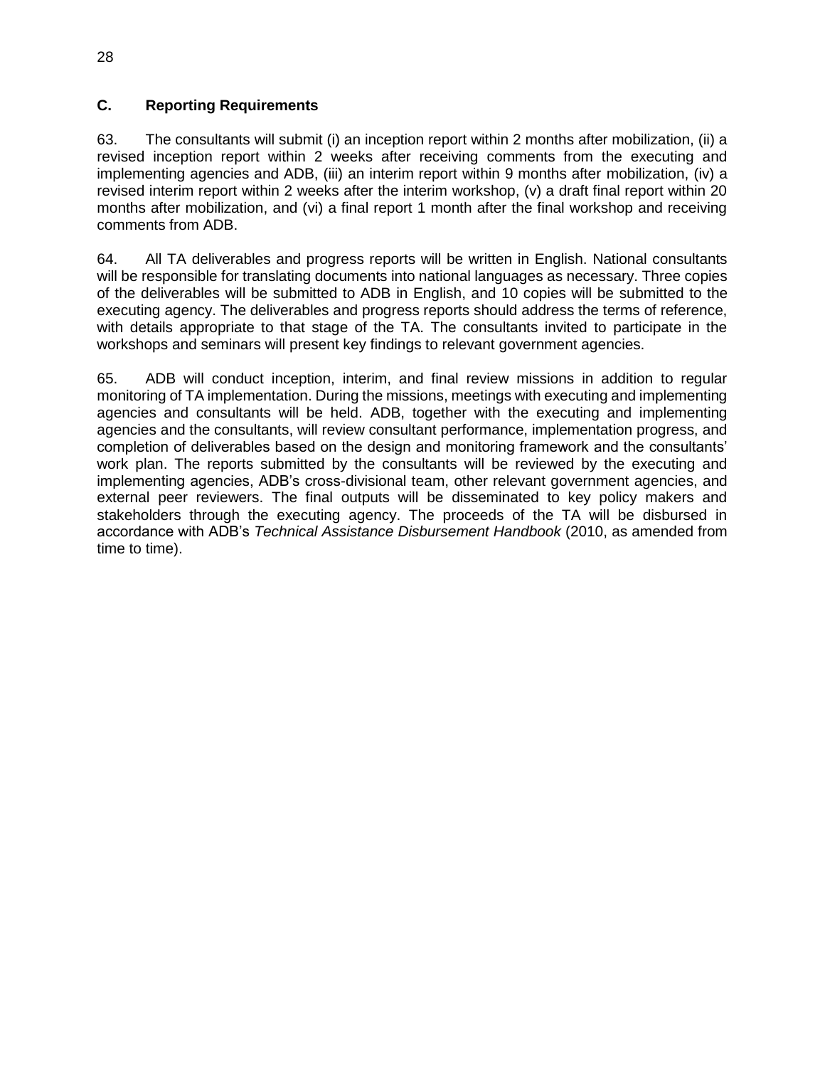### C. Reporting Requirements

63. The consultants will submit (i) an inception report within 2 months after mobilization, (ii) a revised inception report within 2 weeks after receiving comments from the executing and implementing agencies and ADB, (iii) an interim report within 9 months after mobilization, (iv) a revised interim report within 2 weeks after the interim workshop, (v) a draft final report within 20 months after mobilization, and (vi) a final report 1 month after the final workshop and receiving comments from ADB.

64. All TA deliverables and progress reports will be written in English. National consultants will be responsible for translating documents into national languages as necessary. Three copies of the deliverables will be submitted to ADB in English, and 10 copies will be submitted to the executing agency. The deliverables and progress reports should address the terms of reference, with details appropriate to that stage of the TA. The consultants invited to participate in the workshops and seminars will present key findings to relevant government agencies.

65. ADB will conduct inception, interim, and final review missions in addition to regular monitoring of TA implementation. During the missions, meetings with executing and implementing agencies and consultants will be held. ADB, together with the executing and implementing agencies and the consultants, will review consultant performance, implementation progress, and completion of deliverables based on the design and monitoring framework and the consultants' work plan. The reports submitted by the consultants will be reviewed by the executing and implementing agencies, ADB's cross-divisional team, other relevant government agencies, and external peer reviewers. The final outputs will be disseminated to key policy makers and stakeholders through the executing agency. The proceeds of the TA will be disbursed in accordance with ADB's *Technical Assistance Disbursement Handbook* (2010, as amended from time to time).